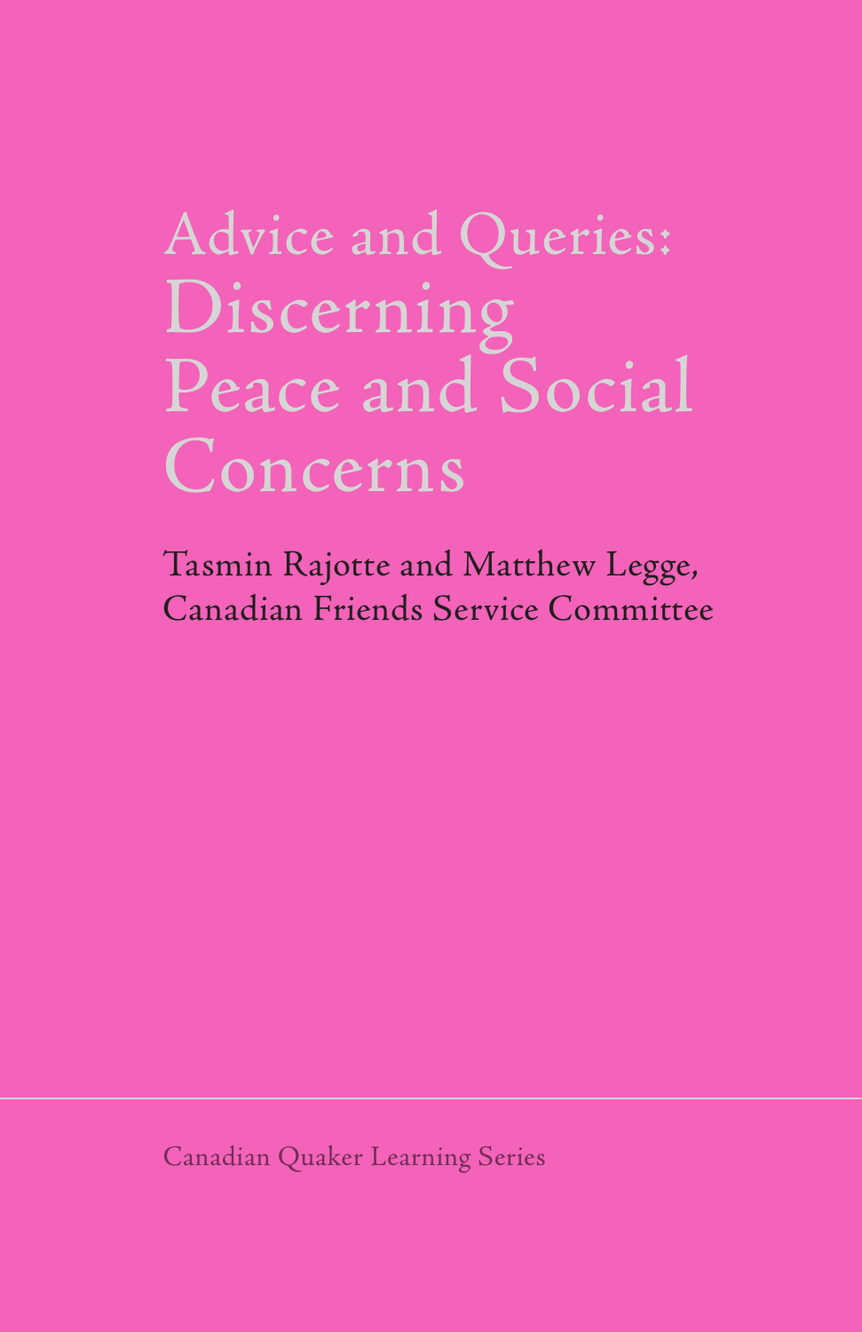# Advice and Queries: Discerning Peace and Social Concerns

Tasmin Rajotte and Matthew Legge,
Canadian Friends Service Committee

Canadian Quaker Learning Series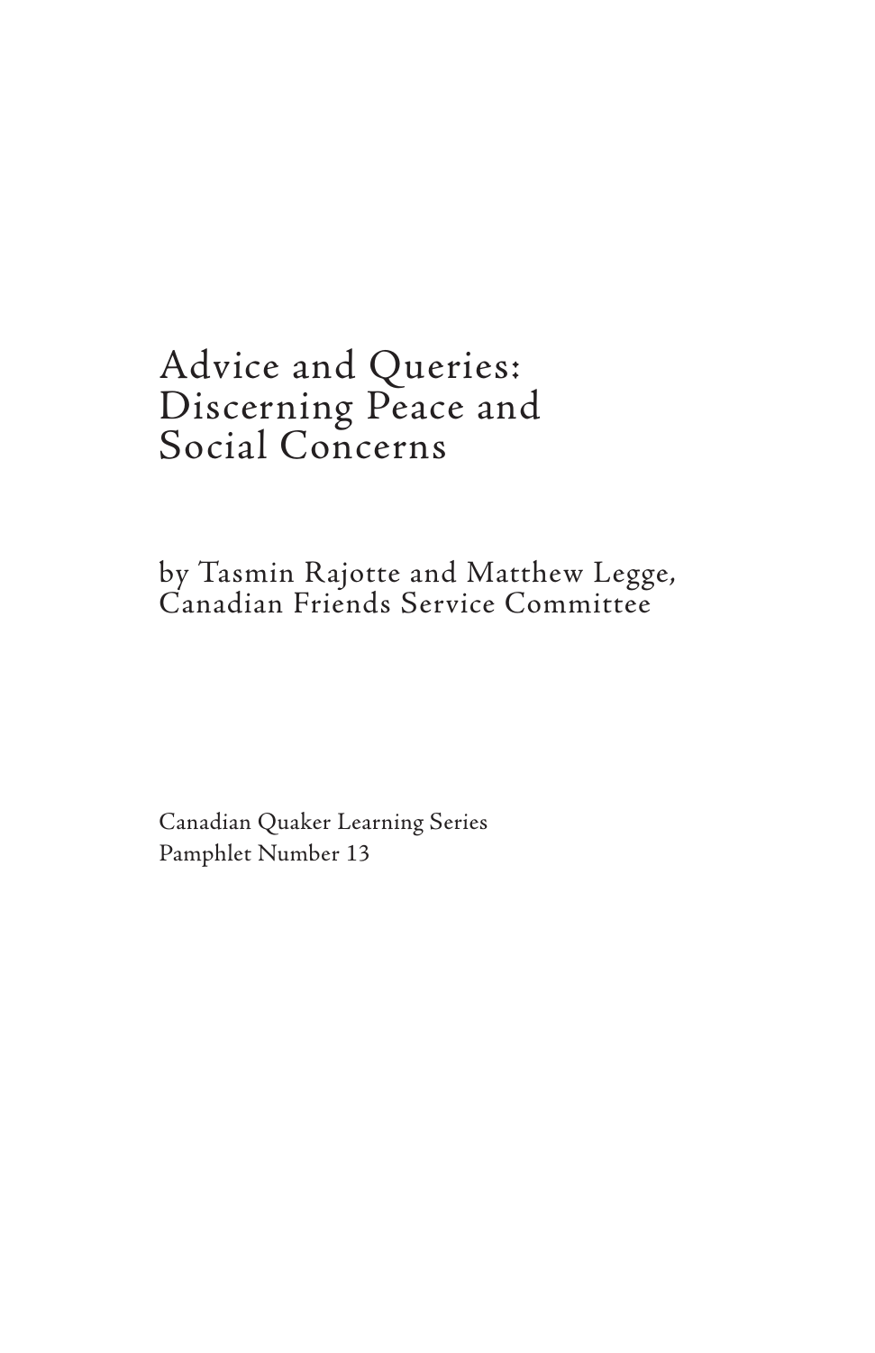# Advice and Queries: Discerning Peace and Social Concerns

by Tasmin Rajotte and Matthew Legge, Canadian Friends Service Committee

Canadian Quaker Learning Series
Pamphlet Number 13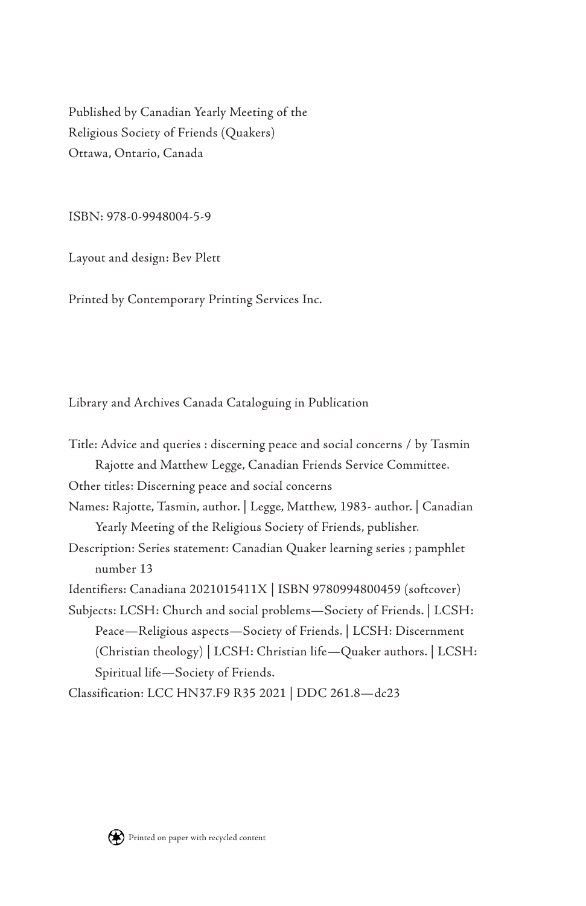Published by Canadian Yearly Meeting of the
Religious Society of Friends (Quakers)
Ottawa, Ontario, Canada

ISBN: 978-0-9948004-5-9

Layout and design: Bev Plett

Printed by Contemporary Printing Services Inc.

Library and Archives Canada Cataloguing in Publication

Title: Advice and queries : discerning peace and social concerns / by Tasmin Rajotte and Matthew Legge, Canadian Friends Service Committee.
Other titles: Discerning peace and social concerns
Names: Rajotte, Tasmin, author. | Legge, Matthew, 1983- author. | Canadian Yearly Meeting of the Religious Society of Friends, publisher.
Description: Series statement: Canadian Quaker learning series ; pamphlet number 13
Identifiers: Canadiana 2021015411X | ISBN 9780994800459 (softcover)
Subjects: LCSH: Church and social problems—Society of Friends. | LCSH: Peace—Religious aspects—Society of Friends. | LCSH: Discernment (Christian theology) | LCSH: Christian life—Quaker authors. | LCSH: Spiritual life—Society of Friends.
Classification: LCC HN37.F9 R35 2021 | DDC 261.8—dc23

Printed on paper with recycled content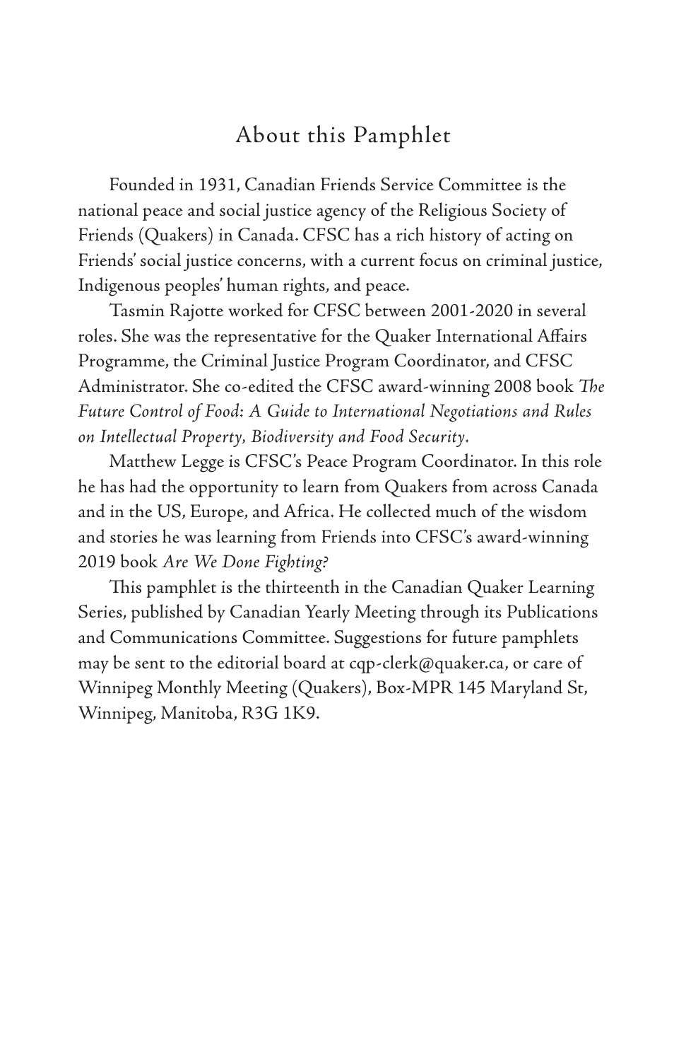## About this Pamphlet

Founded in 1931, Canadian Friends Service Committee is the national peace and social justice agency of the Religious Society of Friends (Quakers) in Canada. CFSC has a rich history of acting on Friends' social justice concerns, with a current focus on criminal justice, Indigenous peoples' human rights, and peace.

Tasmin Rajotte worked for CFSC between 2001-2020 in several roles. She was the representative for the Quaker International Affairs Programme, the Criminal Justice Program Coordinator, and CFSC Administrator. She co-edited the CFSC award-winning 2008 book *The Future Control of Food: A Guide to International Negotiations and Rules on Intellectual Property, Biodiversity and Food Security*.

Matthew Legge is CFSC's Peace Program Coordinator. In this role he has had the opportunity to learn from Quakers from across Canada and in the US, Europe, and Africa. He collected much of the wisdom and stories he was learning from Friends into CFSC's award-winning 2019 book *Are We Done Fighting?*

This pamphlet is the thirteenth in the Canadian Quaker Learning Series, published by Canadian Yearly Meeting through its Publications and Communications Committee. Suggestions for future pamphlets may be sent to the editorial board at cqp-clerk@quaker.ca, or care of Winnipeg Monthly Meeting (Quakers), Box-MPR 145 Maryland St, Winnipeg, Manitoba, R3G 1K9.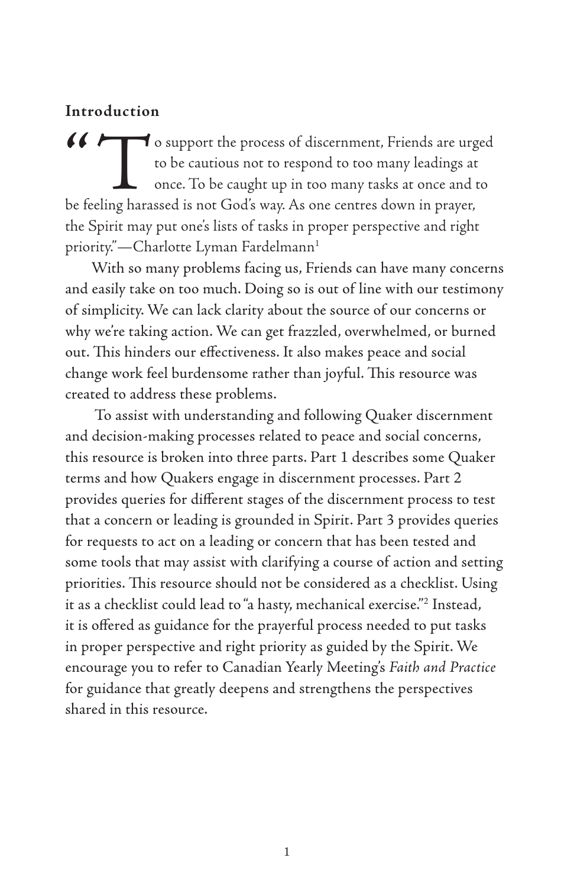## Introduction

"To support the process of discernment, Friends are urged to be cautious not to respond to too many leadings at once. To be caught up in too many tasks at once and to be feeling harassed is not God's way. As one centres down in prayer, the Spirit may put one's lists of tasks in proper perspective and right priority."—Charlotte Lyman Fardelmann[1]

With so many problems facing us, Friends can have many concerns and easily take on too much. Doing so is out of line with our testimony of simplicity. We can lack clarity about the source of our concerns or why we're taking action. We can get frazzled, overwhelmed, or burned out. This hinders our effectiveness. It also makes peace and social change work feel burdensome rather than joyful. This resource was created to address these problems.

To assist with understanding and following Quaker discernment and decision-making processes related to peace and social concerns, this resource is broken into three parts. Part 1 describes some Quaker terms and how Quakers engage in discernment processes. Part 2 provides queries for different stages of the discernment process to test that a concern or leading is grounded in Spirit. Part 3 provides queries for requests to act on a leading or concern that has been tested and some tools that may assist with clarifying a course of action and setting priorities. This resource should not be considered as a checklist. Using it as a checklist could lead to "a hasty, mechanical exercise."[2] Instead, it is offered as guidance for the prayerful process needed to put tasks in proper perspective and right priority as guided by the Spirit. We encourage you to refer to Canadian Yearly Meeting's *Faith and Practice* for guidance that greatly deepens and strengthens the perspectives shared in this resource.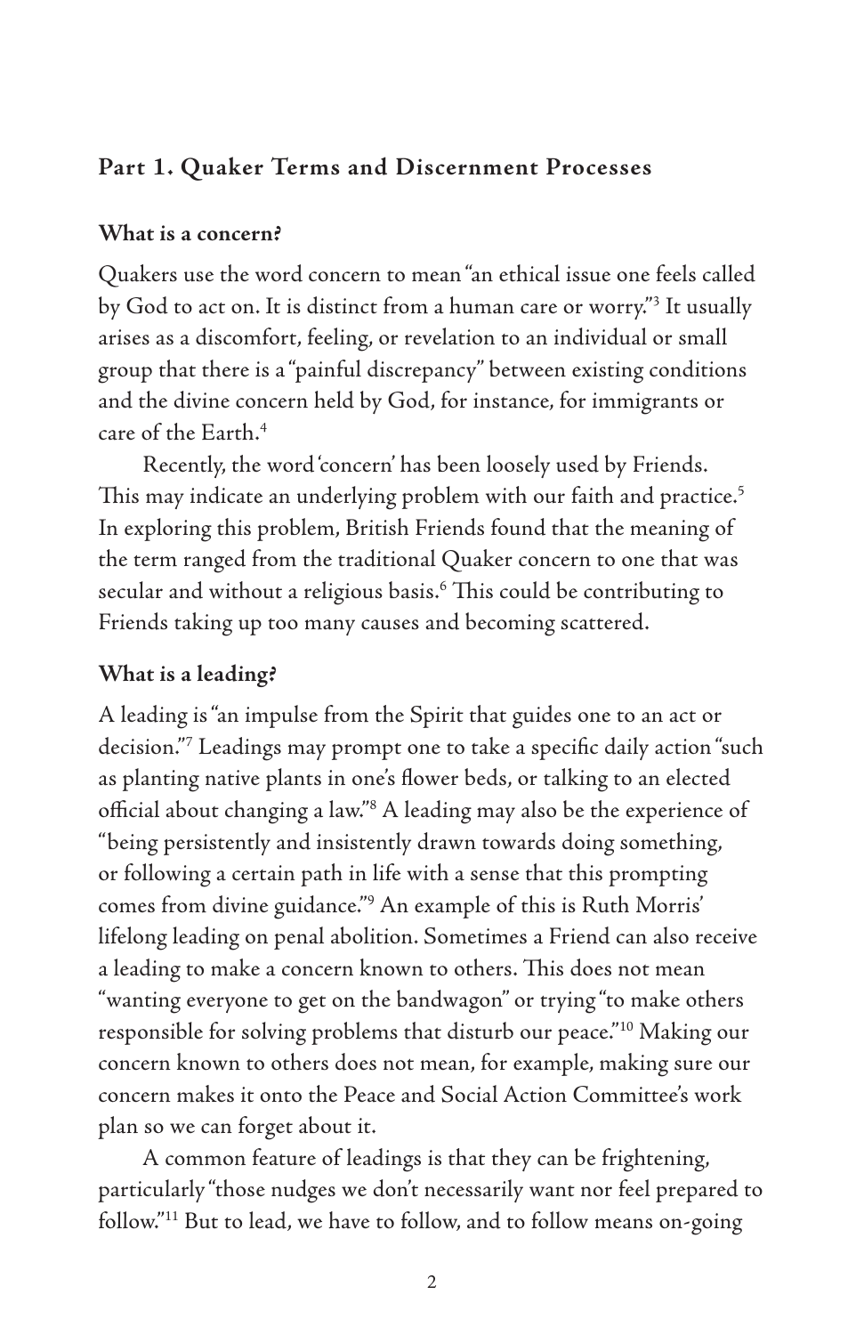## Part 1. Quaker Terms and Discernment Processes

### What is a concern?

Quakers use the word concern to mean "an ethical issue one feels called by God to act on. It is distinct from a human care or worry."[3] It usually arises as a discomfort, feeling, or revelation to an individual or small group that there is a "painful discrepancy" between existing conditions and the divine concern held by God, for instance, for immigrants or care of the Earth.[4]

Recently, the word 'concern' has been loosely used by Friends. This may indicate an underlying problem with our faith and practice.[5] In exploring this problem, British Friends found that the meaning of the term ranged from the traditional Quaker concern to one that was secular and without a religious basis.[6] This could be contributing to Friends taking up too many causes and becoming scattered.

### What is a leading?

A leading is "an impulse from the Spirit that guides one to an act or decision."[7] Leadings may prompt one to take a specific daily action "such as planting native plants in one's flower beds, or talking to an elected official about changing a law."[8] A leading may also be the experience of "being persistently and insistently drawn towards doing something, or following a certain path in life with a sense that this prompting comes from divine guidance."[9] An example of this is Ruth Morris' lifelong leading on penal abolition. Sometimes a Friend can also receive a leading to make a concern known to others. This does not mean "wanting everyone to get on the bandwagon" or trying "to make others responsible for solving problems that disturb our peace."[10] Making our concern known to others does not mean, for example, making sure our concern makes it onto the Peace and Social Action Committee's work plan so we can forget about it.

A common feature of leadings is that they can be frightening, particularly "those nudges we don't necessarily want nor feel prepared to follow."[11] But to lead, we have to follow, and to follow means on-going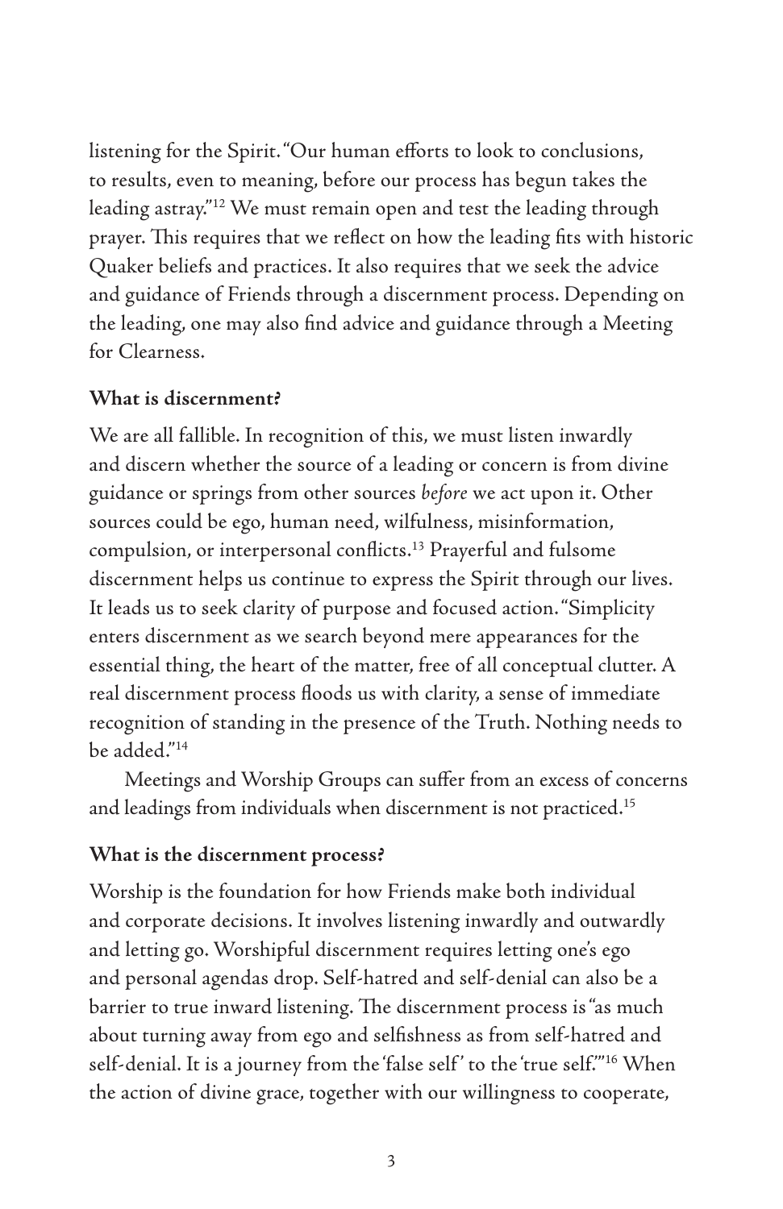listening for the Spirit. "Our human efforts to look to conclusions, to results, even to meaning, before our process has begun takes the leading astray."[12] We must remain open and test the leading through prayer. This requires that we reflect on how the leading fits with historic Quaker beliefs and practices. It also requires that we seek the advice and guidance of Friends through a discernment process. Depending on the leading, one may also find advice and guidance through a Meeting for Clearness.

**What is discernment?**

We are all fallible. In recognition of this, we must listen inwardly and discern whether the source of a leading or concern is from divine guidance or springs from other sources *before* we act upon it. Other sources could be ego, human need, wilfulness, misinformation, compulsion, or interpersonal conflicts.[13] Prayerful and fulsome discernment helps us continue to express the Spirit through our lives. It leads us to seek clarity of purpose and focused action. "Simplicity enters discernment as we search beyond mere appearances for the essential thing, the heart of the matter, free of all conceptual clutter. A real discernment process floods us with clarity, a sense of immediate recognition of standing in the presence of the Truth. Nothing needs to be added."[14]

Meetings and Worship Groups can suffer from an excess of concerns and leadings from individuals when discernment is not practiced.[15]

**What is the discernment process?**

Worship is the foundation for how Friends make both individual and corporate decisions. It involves listening inwardly and outwardly and letting go. Worshipful discernment requires letting one's ego and personal agendas drop. Self-hatred and self-denial can also be a barrier to true inward listening. The discernment process is "as much about turning away from ego and selfishness as from self-hatred and self-denial. It is a journey from the 'false self' to the 'true self.'"[16] When the action of divine grace, together with our willingness to cooperate,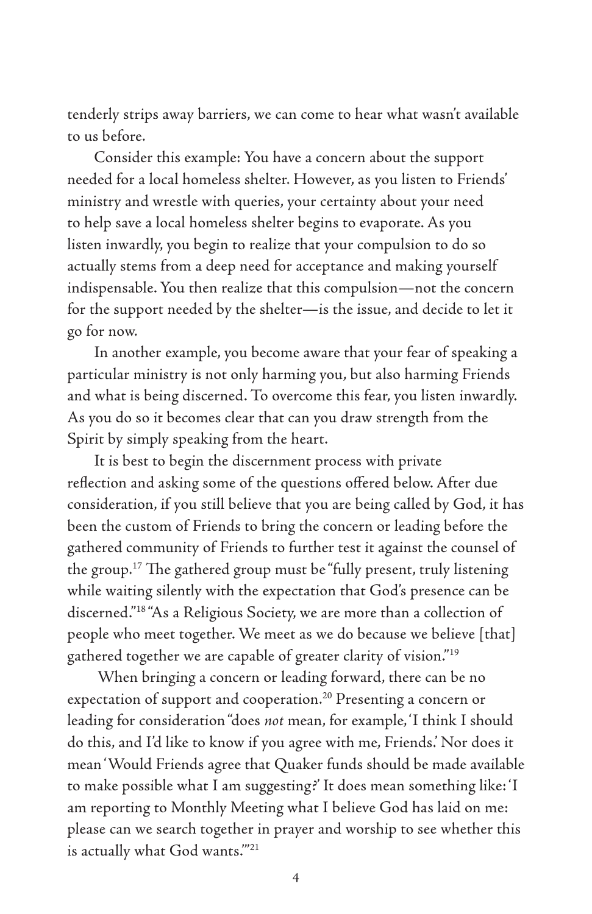tenderly strips away barriers, we can come to hear what wasn't available to us before.

Consider this example: You have a concern about the support needed for a local homeless shelter. However, as you listen to Friends' ministry and wrestle with queries, your certainty about your need to help save a local homeless shelter begins to evaporate. As you listen inwardly, you begin to realize that your compulsion to do so actually stems from a deep need for acceptance and making yourself indispensable. You then realize that this compulsion—not the concern for the support needed by the shelter—is the issue, and decide to let it go for now.

In another example, you become aware that your fear of speaking a particular ministry is not only harming you, but also harming Friends and what is being discerned. To overcome this fear, you listen inwardly. As you do so it becomes clear that can you draw strength from the Spirit by simply speaking from the heart.

It is best to begin the discernment process with private reflection and asking some of the questions offered below. After due consideration, if you still believe that you are being called by God, it has been the custom of Friends to bring the concern or leading before the gathered community of Friends to further test it against the counsel of the group.[17] The gathered group must be "fully present, truly listening while waiting silently with the expectation that God's presence can be discerned."[18] "As a Religious Society, we are more than a collection of people who meet together. We meet as we do because we believe [that] gathered together we are capable of greater clarity of vision."[19]

When bringing a concern or leading forward, there can be no expectation of support and cooperation.[20] Presenting a concern or leading for consideration "does *not* mean, for example, 'I think I should do this, and I'd like to know if you agree with me, Friends.' Nor does it mean 'Would Friends agree that Quaker funds should be made available to make possible what I am suggesting?' It does mean something like: 'I am reporting to Monthly Meeting what I believe God has laid on me: please can we search together in prayer and worship to see whether this is actually what God wants.'"[21]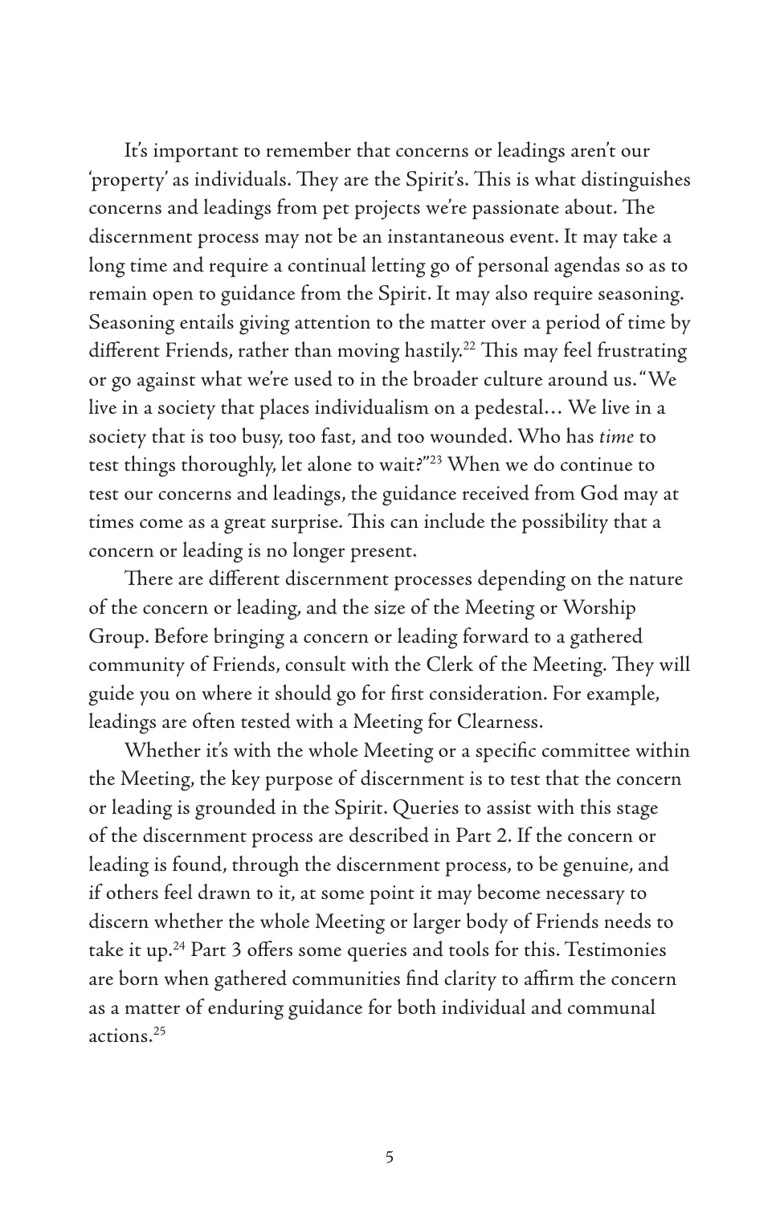It's important to remember that concerns or leadings aren't our 'property' as individuals. They are the Spirit's. This is what distinguishes concerns and leadings from pet projects we're passionate about. The discernment process may not be an instantaneous event. It may take a long time and require a continual letting go of personal agendas so as to remain open to guidance from the Spirit. It may also require seasoning. Seasoning entails giving attention to the matter over a period of time by different Friends, rather than moving hastily.[22] This may feel frustrating or go against what we're used to in the broader culture around us. "We live in a society that places individualism on a pedestal… We live in a society that is too busy, too fast, and too wounded. Who has *time* to test things thoroughly, let alone to wait?"[23] When we do continue to test our concerns and leadings, the guidance received from God may at times come as a great surprise. This can include the possibility that a concern or leading is no longer present.

There are different discernment processes depending on the nature of the concern or leading, and the size of the Meeting or Worship Group. Before bringing a concern or leading forward to a gathered community of Friends, consult with the Clerk of the Meeting. They will guide you on where it should go for first consideration. For example, leadings are often tested with a Meeting for Clearness.

Whether it's with the whole Meeting or a specific committee within the Meeting, the key purpose of discernment is to test that the concern or leading is grounded in the Spirit. Queries to assist with this stage of the discernment process are described in Part 2. If the concern or leading is found, through the discernment process, to be genuine, and if others feel drawn to it, at some point it may become necessary to discern whether the whole Meeting or larger body of Friends needs to take it up.[24] Part 3 offers some queries and tools for this. Testimonies are born when gathered communities find clarity to affirm the concern as a matter of enduring guidance for both individual and communal actions.[25]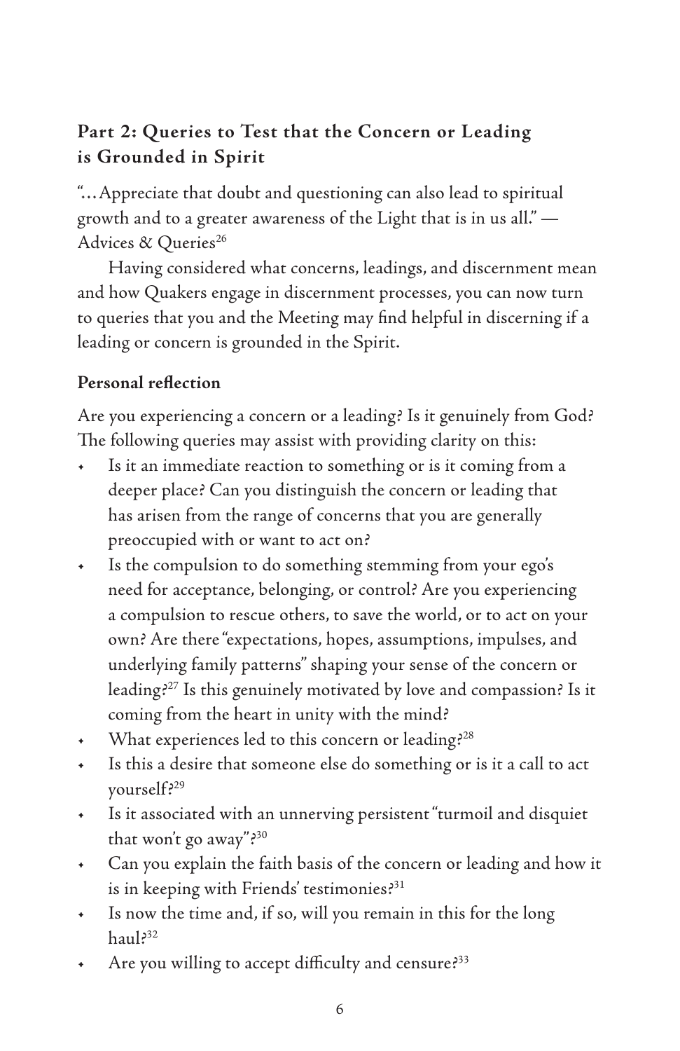## Part 2: Queries to Test that the Concern or Leading is Grounded in Spirit

"…Appreciate that doubt and questioning can also lead to spiritual growth and to a greater awareness of the Light that is in us all." — Advices & Queries[26]

Having considered what concerns, leadings, and discernment mean and how Quakers engage in discernment processes, you can now turn to queries that you and the Meeting may find helpful in discerning if a leading or concern is grounded in the Spirit.

### Personal reflection

Are you experiencing a concern or a leading? Is it genuinely from God? The following queries may assist with providing clarity on this:

- Is it an immediate reaction to something or is it coming from a deeper place? Can you distinguish the concern or leading that has arisen from the range of concerns that you are generally preoccupied with or want to act on?
- Is the compulsion to do something stemming from your ego's need for acceptance, belonging, or control? Are you experiencing a compulsion to rescue others, to save the world, or to act on your own? Are there "expectations, hopes, assumptions, impulses, and underlying family patterns" shaping your sense of the concern or leading?[27] Is this genuinely motivated by love and compassion? Is it coming from the heart in unity with the mind?
- What experiences led to this concern or leading?[28]
- Is this a desire that someone else do something or is it a call to act yourself?[29]
- Is it associated with an unnerving persistent "turmoil and disquiet that won't go away"?[30]
- Can you explain the faith basis of the concern or leading and how it is in keeping with Friends' testimonies?[31]
- Is now the time and, if so, will you remain in this for the long haul?[32]
- Are you willing to accept difficulty and censure?[33]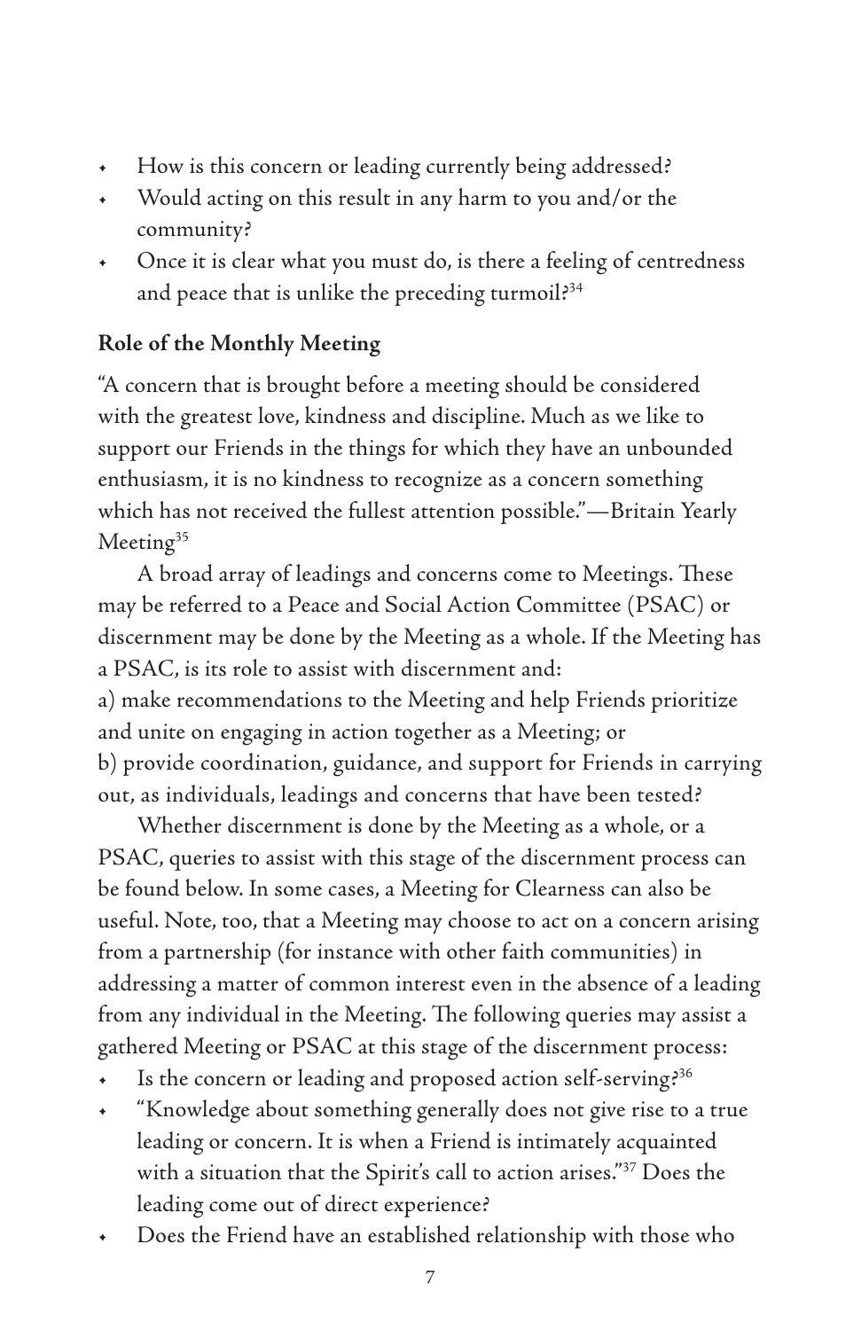- How is this concern or leading currently being addressed?
- Would acting on this result in any harm to you and/or the community?
- Once it is clear what you must do, is there a feeling of centredness and peace that is unlike the preceding turmoil?[34]

**Role of the Monthly Meeting**

"A concern that is brought before a meeting should be considered with the greatest love, kindness and discipline. Much as we like to support our Friends in the things for which they have an unbounded enthusiasm, it is no kindness to recognize as a concern something which has not received the fullest attention possible."—Britain Yearly Meeting[35]

A broad array of leadings and concerns come to Meetings. These may be referred to a Peace and Social Action Committee (PSAC) or discernment may be done by the Meeting as a whole. If the Meeting has a PSAC, is its role to assist with discernment and:

a) make recommendations to the Meeting and help Friends prioritize and unite on engaging in action together as a Meeting; or

b) provide coordination, guidance, and support for Friends in carrying out, as individuals, leadings and concerns that have been tested?

Whether discernment is done by the Meeting as a whole, or a PSAC, queries to assist with this stage of the discernment process can be found below. In some cases, a Meeting for Clearness can also be useful. Note, too, that a Meeting may choose to act on a concern arising from a partnership (for instance with other faith communities) in addressing a matter of common interest even in the absence of a leading from any individual in the Meeting. The following queries may assist a gathered Meeting or PSAC at this stage of the discernment process:

- Is the concern or leading and proposed action self-serving?[36]
- "Knowledge about something generally does not give rise to a true leading or concern. It is when a Friend is intimately acquainted with a situation that the Spirit's call to action arises."[37] Does the leading come out of direct experience?
- Does the Friend have an established relationship with those who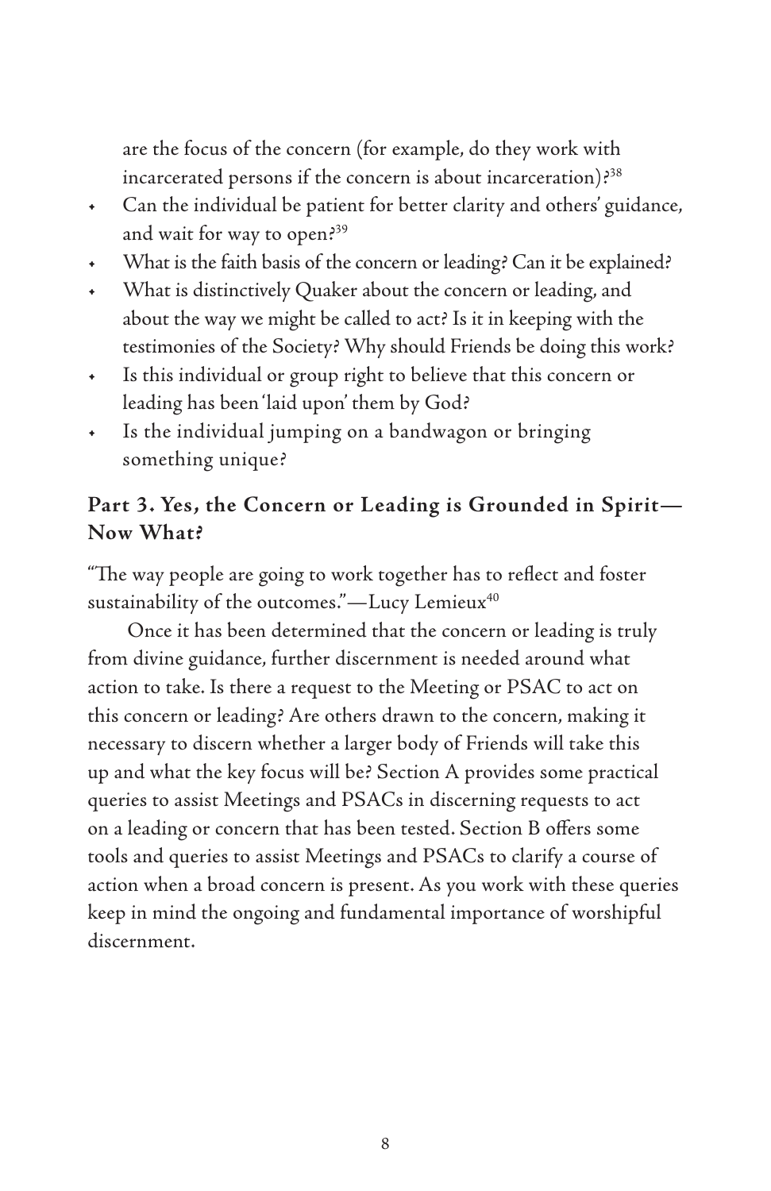are the focus of the concern (for example, do they work with incarcerated persons if the concern is about incarceration)?[38]

- Can the individual be patient for better clarity and others' guidance, and wait for way to open?[39]
- What is the faith basis of the concern or leading? Can it be explained?
- What is distinctively Quaker about the concern or leading, and about the way we might be called to act? Is it in keeping with the testimonies of the Society? Why should Friends be doing this work?
- Is this individual or group right to believe that this concern or leading has been 'laid upon' them by God?
- Is the individual jumping on a bandwagon or bringing something unique?

## Part 3. Yes, the Concern or Leading is Grounded in Spirit—Now What?

"The way people are going to work together has to reflect and foster sustainability of the outcomes."—Lucy Lemieux[40]

Once it has been determined that the concern or leading is truly from divine guidance, further discernment is needed around what action to take. Is there a request to the Meeting or PSAC to act on this concern or leading? Are others drawn to the concern, making it necessary to discern whether a larger body of Friends will take this up and what the key focus will be? Section A provides some practical queries to assist Meetings and PSACs in discerning requests to act on a leading or concern that has been tested. Section B offers some tools and queries to assist Meetings and PSACs to clarify a course of action when a broad concern is present. As you work with these queries keep in mind the ongoing and fundamental importance of worshipful discernment.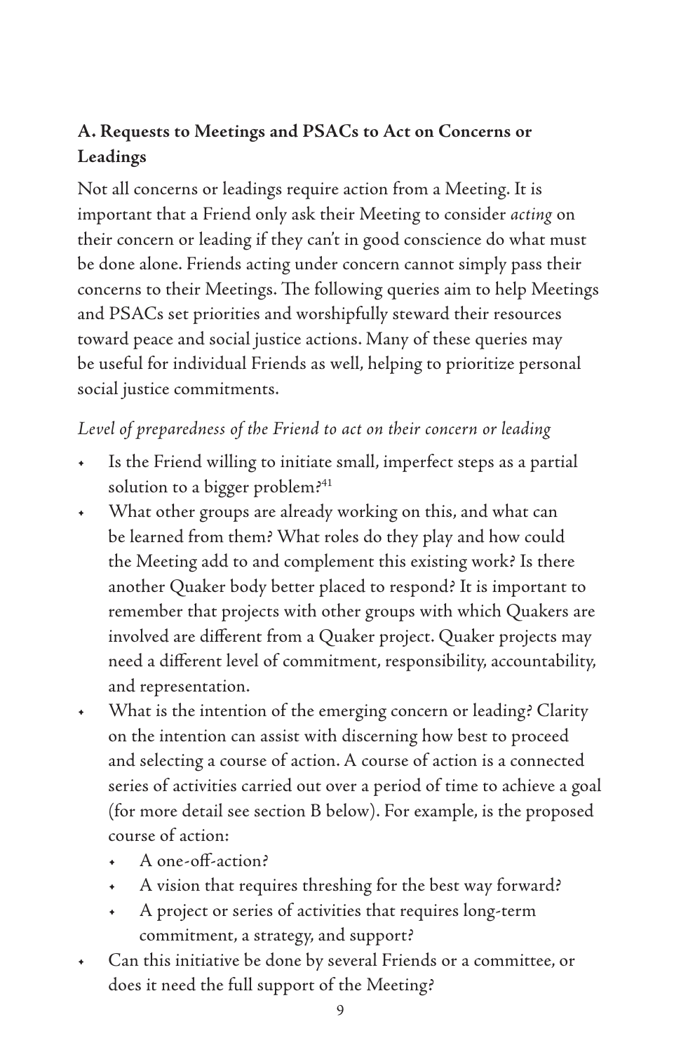## A. Requests to Meetings and PSACs to Act on Concerns or Leadings

Not all concerns or leadings require action from a Meeting. It is important that a Friend only ask their Meeting to consider *acting* on their concern or leading if they can't in good conscience do what must be done alone. Friends acting under concern cannot simply pass their concerns to their Meetings. The following queries aim to help Meetings and PSACs set priorities and worshipfully steward their resources toward peace and social justice actions. Many of these queries may be useful for individual Friends as well, helping to prioritize personal social justice commitments.

*Level of preparedness of the Friend to act on their concern or leading*

- Is the Friend willing to initiate small, imperfect steps as a partial solution to a bigger problem?[41]
- What other groups are already working on this, and what can be learned from them? What roles do they play and how could the Meeting add to and complement this existing work? Is there another Quaker body better placed to respond? It is important to remember that projects with other groups with which Quakers are involved are different from a Quaker project. Quaker projects may need a different level of commitment, responsibility, accountability, and representation.
- What is the intention of the emerging concern or leading? Clarity on the intention can assist with discerning how best to proceed and selecting a course of action. A course of action is a connected series of activities carried out over a period of time to achieve a goal (for more detail see section B below). For example, is the proposed course of action:
  - A one-off-action?
  - A vision that requires threshing for the best way forward?
  - A project or series of activities that requires long-term commitment, a strategy, and support?
- Can this initiative be done by several Friends or a committee, or does it need the full support of the Meeting?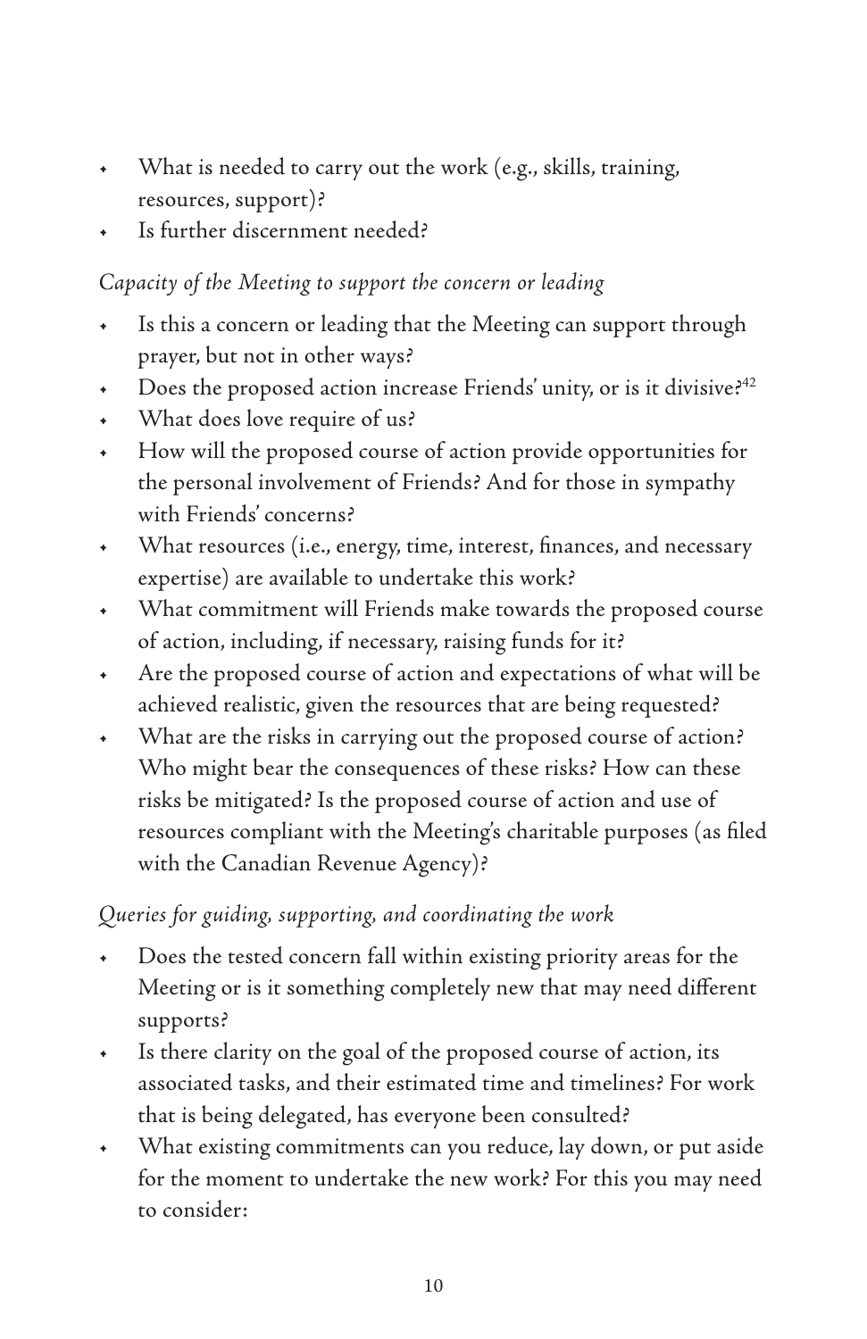- What is needed to carry out the work (e.g., skills, training, resources, support)?
- Is further discernment needed?

*Capacity of the Meeting to support the concern or leading*

- Is this a concern or leading that the Meeting can support through prayer, but not in other ways?
- Does the proposed action increase Friends' unity, or is it divisive?[42]
- What does love require of us?
- How will the proposed course of action provide opportunities for the personal involvement of Friends? And for those in sympathy with Friends' concerns?
- What resources (i.e., energy, time, interest, finances, and necessary expertise) are available to undertake this work?
- What commitment will Friends make towards the proposed course of action, including, if necessary, raising funds for it?
- Are the proposed course of action and expectations of what will be achieved realistic, given the resources that are being requested?
- What are the risks in carrying out the proposed course of action? Who might bear the consequences of these risks? How can these risks be mitigated? Is the proposed course of action and use of resources compliant with the Meeting's charitable purposes (as filed with the Canadian Revenue Agency)?

*Queries for guiding, supporting, and coordinating the work*

- Does the tested concern fall within existing priority areas for the Meeting or is it something completely new that may need different supports?
- Is there clarity on the goal of the proposed course of action, its associated tasks, and their estimated time and timelines? For work that is being delegated, has everyone been consulted?
- What existing commitments can you reduce, lay down, or put aside for the moment to undertake the new work? For this you may need to consider: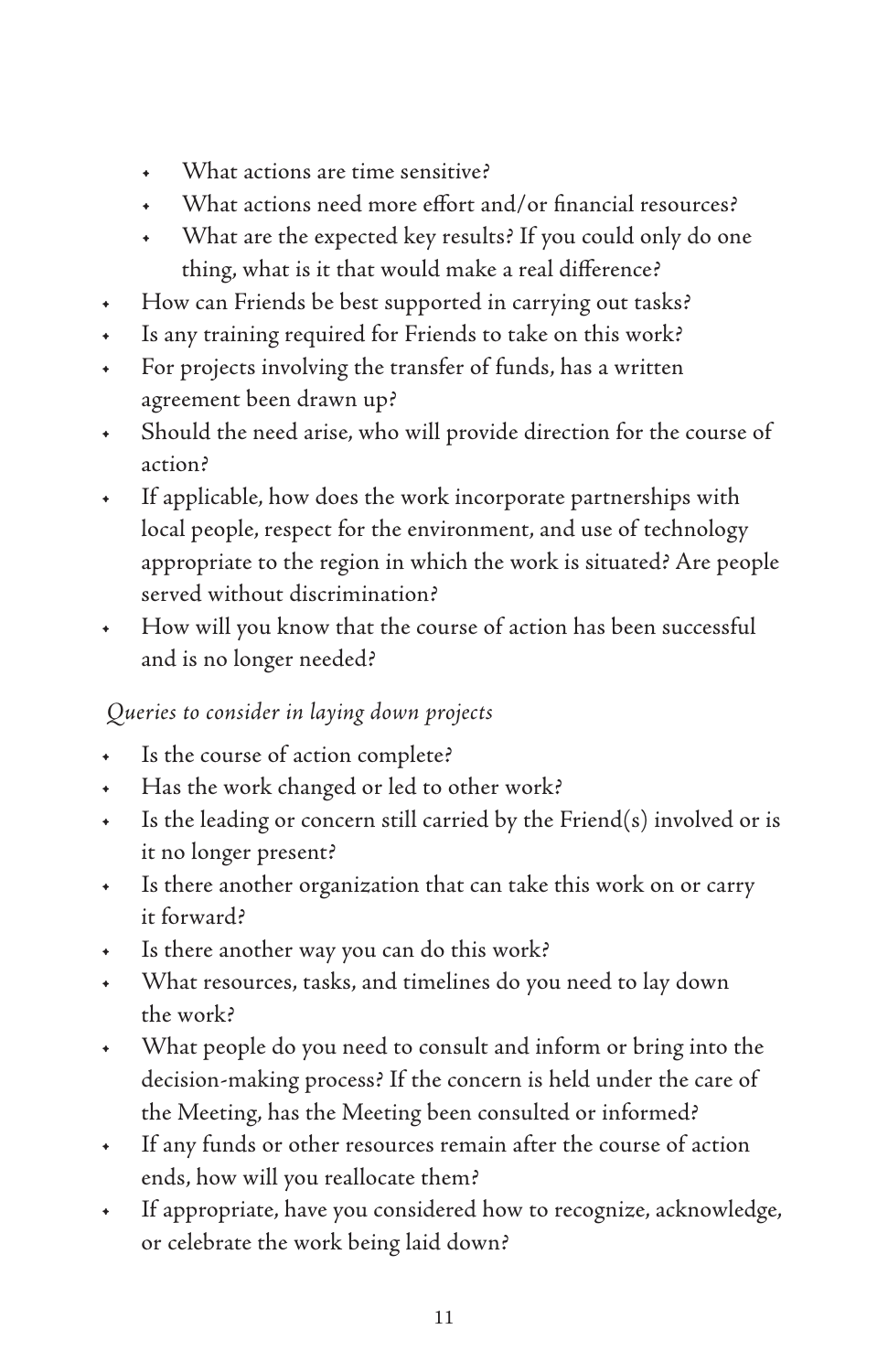- What actions are time sensitive?
    - What actions need more effort and/or financial resources?
    - What are the expected key results? If you could only do one thing, what is it that would make a real difference?
- How can Friends be best supported in carrying out tasks?
- Is any training required for Friends to take on this work?
- For projects involving the transfer of funds, has a written agreement been drawn up?
- Should the need arise, who will provide direction for the course of action?
- If applicable, how does the work incorporate partnerships with local people, respect for the environment, and use of technology appropriate to the region in which the work is situated? Are people served without discrimination?
- How will you know that the course of action has been successful and is no longer needed?

*Queries to consider in laying down projects*

- Is the course of action complete?
- Has the work changed or led to other work?
- Is the leading or concern still carried by the Friend(s) involved or is it no longer present?
- Is there another organization that can take this work on or carry it forward?
- Is there another way you can do this work?
- What resources, tasks, and timelines do you need to lay down the work?
- What people do you need to consult and inform or bring into the decision-making process? If the concern is held under the care of the Meeting, has the Meeting been consulted or informed?
- If any funds or other resources remain after the course of action ends, how will you reallocate them?
- If appropriate, have you considered how to recognize, acknowledge, or celebrate the work being laid down?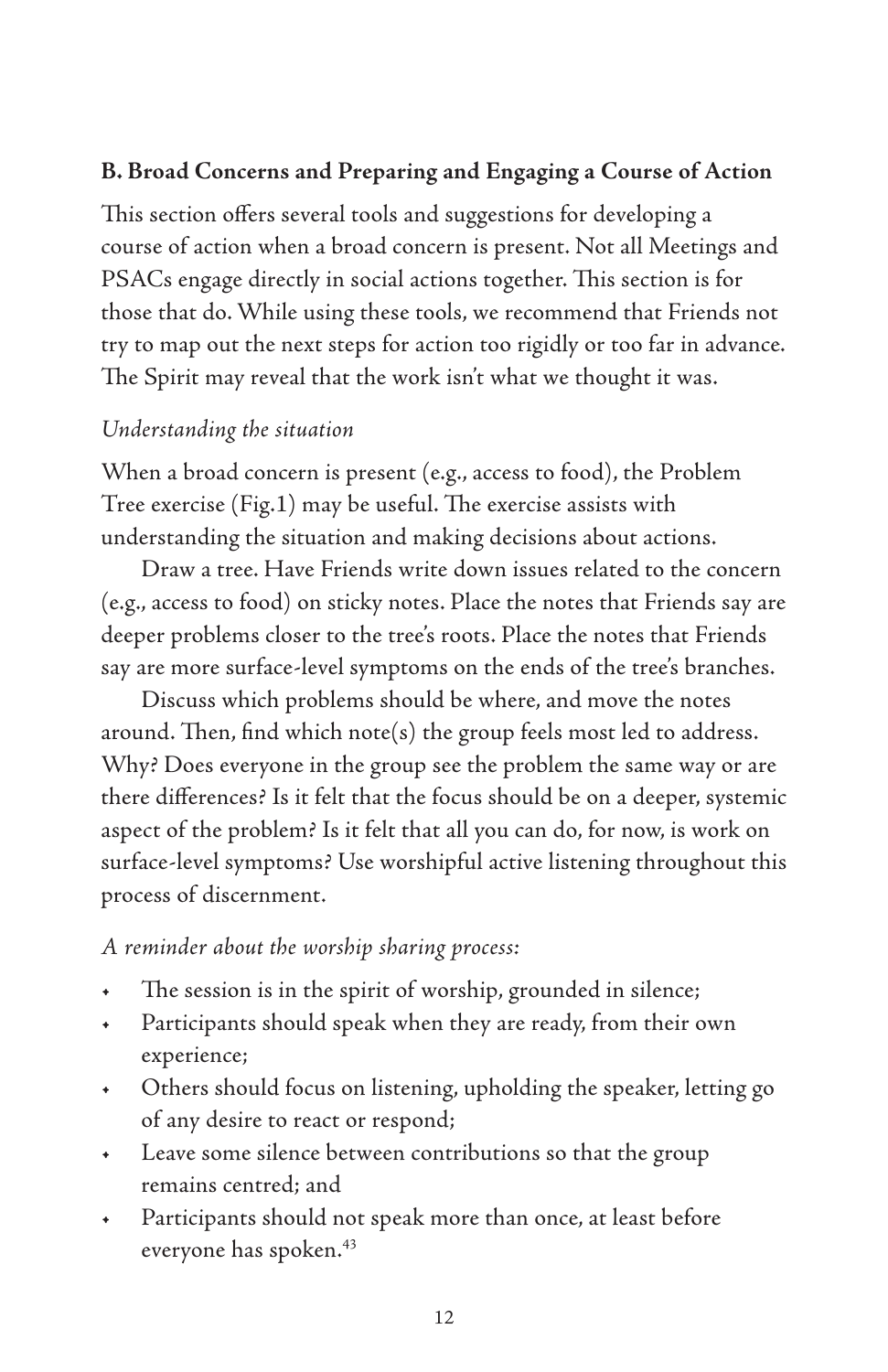### B. Broad Concerns and Preparing and Engaging a Course of Action

This section offers several tools and suggestions for developing a course of action when a broad concern is present. Not all Meetings and PSACs engage directly in social actions together. This section is for those that do. While using these tools, we recommend that Friends not try to map out the next steps for action too rigidly or too far in advance. The Spirit may reveal that the work isn't what we thought it was.

*Understanding the situation*

When a broad concern is present (e.g., access to food), the Problem Tree exercise (Fig.1) may be useful. The exercise assists with understanding the situation and making decisions about actions.

Draw a tree. Have Friends write down issues related to the concern (e.g., access to food) on sticky notes. Place the notes that Friends say are deeper problems closer to the tree's roots. Place the notes that Friends say are more surface-level symptoms on the ends of the tree's branches.

Discuss which problems should be where, and move the notes around. Then, find which note(s) the group feels most led to address. Why? Does everyone in the group see the problem the same way or are there differences? Is it felt that the focus should be on a deeper, systemic aspect of the problem? Is it felt that all you can do, for now, is work on surface-level symptoms? Use worshipful active listening throughout this process of discernment.

*A reminder about the worship sharing process:*

- The session is in the spirit of worship, grounded in silence;
- Participants should speak when they are ready, from their own experience;
- Others should focus on listening, upholding the speaker, letting go of any desire to react or respond;
- Leave some silence between contributions so that the group remains centred; and
- Participants should not speak more than once, at least before everyone has spoken.[43]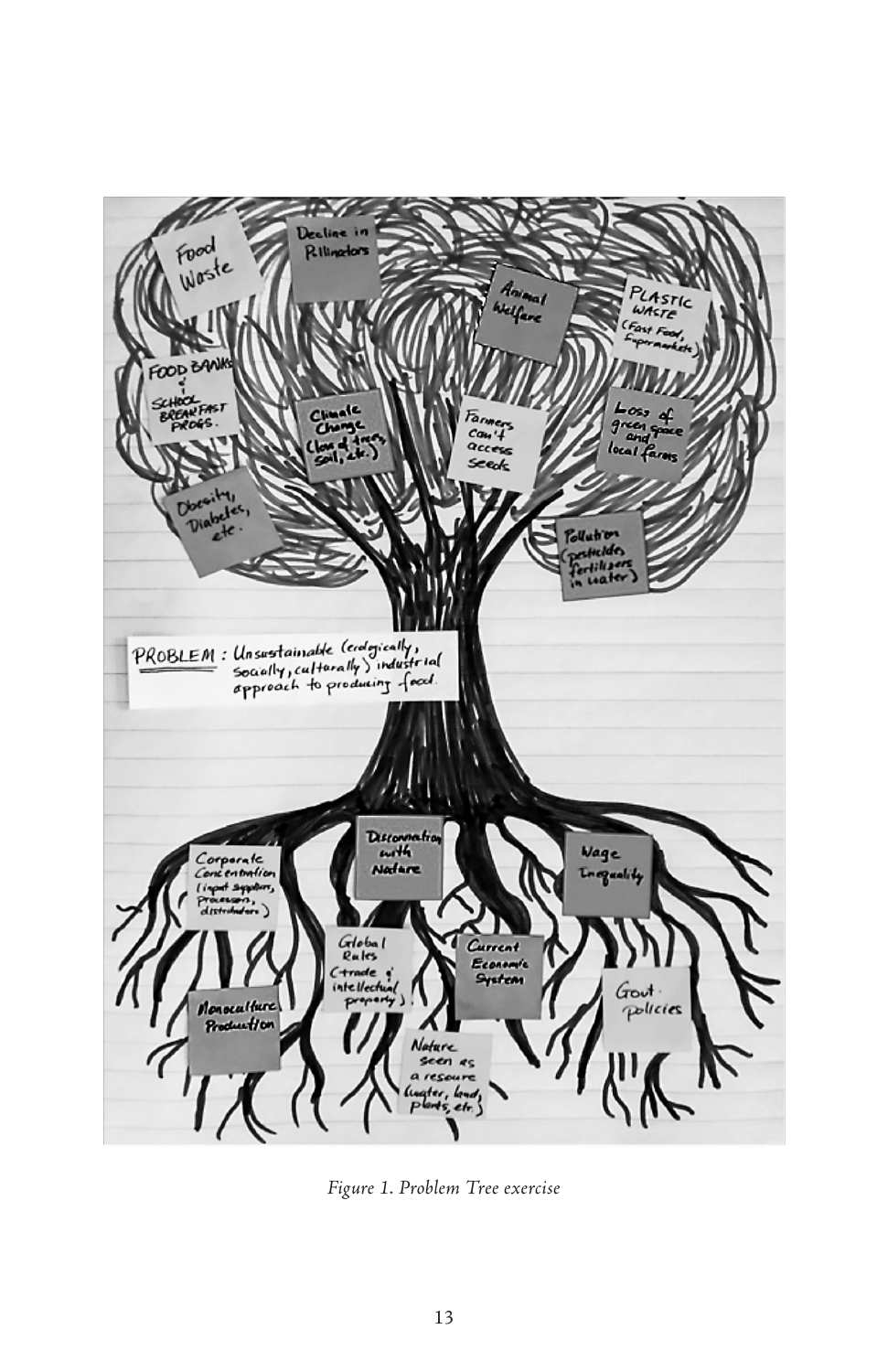Food Waste

Decline in Pollinators

Animal Welfare

PLASTIC WASTE (Fast Food, Supermarkets)

FOOD BANKS & SCHOOL BREAKFAST PROGS.

Climate Change (loss of trees, soil, etc.)

Farmers can't access seeds

Loss of green space and local farms

Obesity, Diabetes, etc.

Pollution (pesticides, fertilizers in water)

PROBLEM: Unsustainable (ecologically, socially, culturally) industrial approach to producing food.

Corporate Concentration (input suppliers, processors, distributors)

Disconnection with Nature

Wage Inequality

Global Rules (trade & intellectual property)

Current Economic System

Monoculture Production

Govt. policies

Nature seen as a resource (water, land, plants, etc.)

*Figure 1. Problem Tree exercise*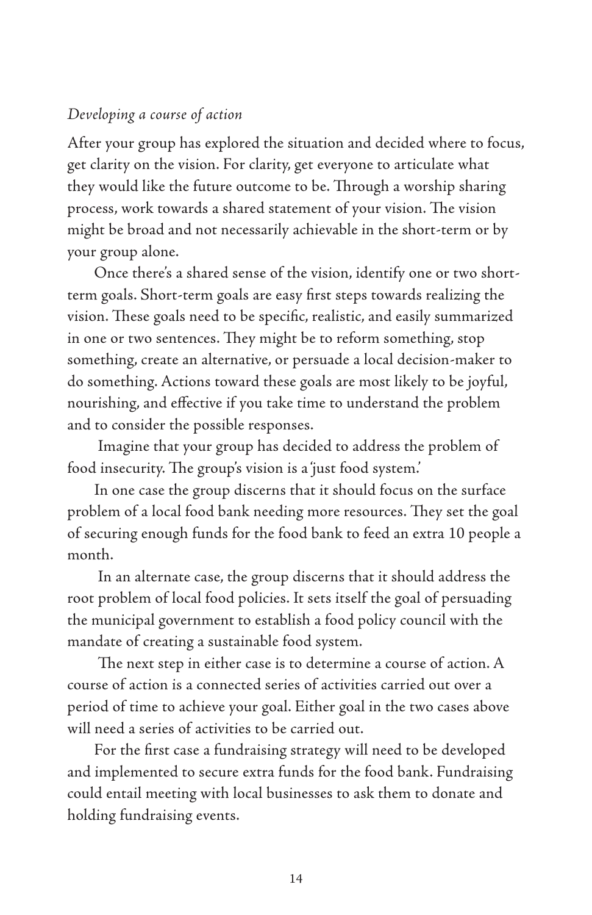*Developing a course of action*

After your group has explored the situation and decided where to focus, get clarity on the vision. For clarity, get everyone to articulate what they would like the future outcome to be. Through a worship sharing process, work towards a shared statement of your vision. The vision might be broad and not necessarily achievable in the short-term or by your group alone.

Once there's a shared sense of the vision, identify one or two short-term goals. Short-term goals are easy first steps towards realizing the vision. These goals need to be specific, realistic, and easily summarized in one or two sentences. They might be to reform something, stop something, create an alternative, or persuade a local decision-maker to do something. Actions toward these goals are most likely to be joyful, nourishing, and effective if you take time to understand the problem and to consider the possible responses.

Imagine that your group has decided to address the problem of food insecurity. The group's vision is a 'just food system.'

In one case the group discerns that it should focus on the surface problem of a local food bank needing more resources. They set the goal of securing enough funds for the food bank to feed an extra 10 people a month.

In an alternate case, the group discerns that it should address the root problem of local food policies. It sets itself the goal of persuading the municipal government to establish a food policy council with the mandate of creating a sustainable food system.

The next step in either case is to determine a course of action. A course of action is a connected series of activities carried out over a period of time to achieve your goal. Either goal in the two cases above will need a series of activities to be carried out.

For the first case a fundraising strategy will need to be developed and implemented to secure extra funds for the food bank. Fundraising could entail meeting with local businesses to ask them to donate and holding fundraising events.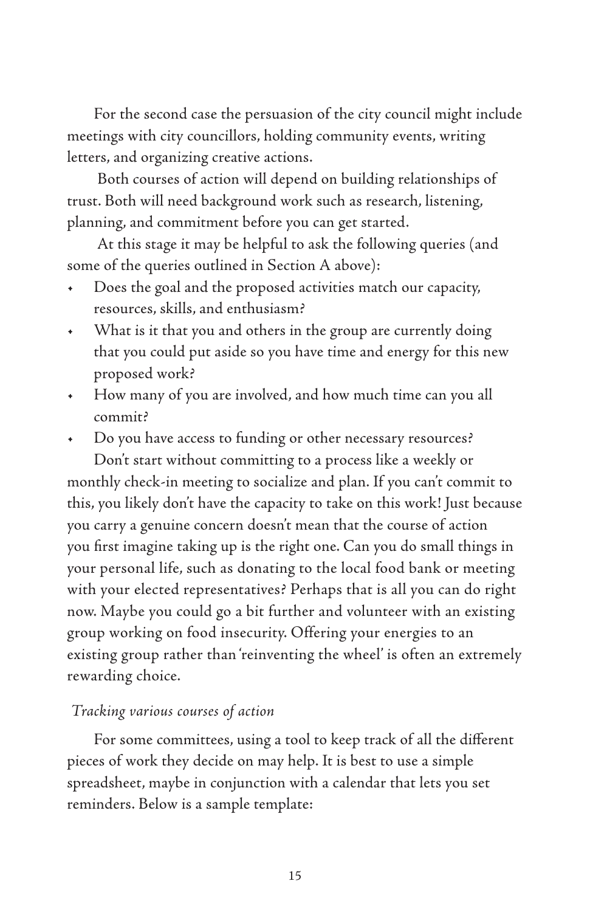For the second case the persuasion of the city council might include meetings with city councillors, holding community events, writing letters, and organizing creative actions.

Both courses of action will depend on building relationships of trust. Both will need background work such as research, listening, planning, and commitment before you can get started.

At this stage it may be helpful to ask the following queries (and some of the queries outlined in Section A above):

- Does the goal and the proposed activities match our capacity, resources, skills, and enthusiasm?
- What is it that you and others in the group are currently doing that you could put aside so you have time and energy for this new proposed work?
- How many of you are involved, and how much time can you all commit?
- Do you have access to funding or other necessary resources?

Don't start without committing to a process like a weekly or monthly check-in meeting to socialize and plan. If you can't commit to this, you likely don't have the capacity to take on this work! Just because you carry a genuine concern doesn't mean that the course of action you first imagine taking up is the right one. Can you do small things in your personal life, such as donating to the local food bank or meeting with your elected representatives? Perhaps that is all you can do right now. Maybe you could go a bit further and volunteer with an existing group working on food insecurity. Offering your energies to an existing group rather than 'reinventing the wheel' is often an extremely rewarding choice.

*Tracking various courses of action*

For some committees, using a tool to keep track of all the different pieces of work they decide on may help. It is best to use a simple spreadsheet, maybe in conjunction with a calendar that lets you set reminders. Below is a sample template: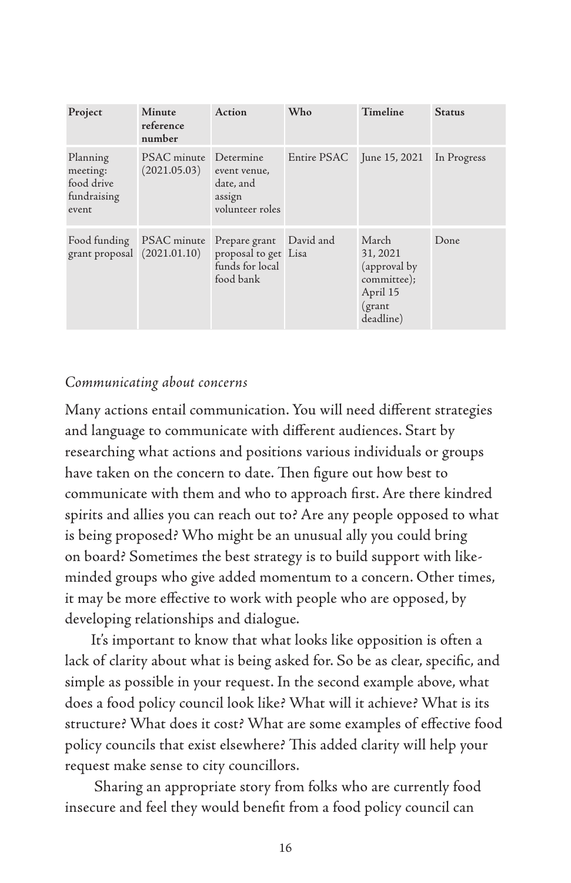| Project | Minute reference number | Action | Who | Timeline | Status |
|---|---|---|---|---|---|
| Planning meeting: food drive fundraising event | PSAC minute (2021.05.03) | Determine event venue, date, and assign volunteer roles | Entire PSAC | June 15, 2021 | In Progress |
| Food funding grant proposal | PSAC minute (2021.01.10) | Prepare grant proposal to get funds for local food bank | David and Lisa | March 31, 2021 (approval by committee); April 15 (grant deadline) | Done |

*Communicating about concerns*

Many actions entail communication. You will need different strategies and language to communicate with different audiences. Start by researching what actions and positions various individuals or groups have taken on the concern to date. Then figure out how best to communicate with them and who to approach first. Are there kindred spirits and allies you can reach out to? Are any people opposed to what is being proposed? Who might be an unusual ally you could bring on board? Sometimes the best strategy is to build support with like-minded groups who give added momentum to a concern. Other times, it may be more effective to work with people who are opposed, by developing relationships and dialogue.

It's important to know that what looks like opposition is often a lack of clarity about what is being asked for. So be as clear, specific, and simple as possible in your request. In the second example above, what does a food policy council look like? What will it achieve? What is its structure? What does it cost? What are some examples of effective food policy councils that exist elsewhere? This added clarity will help your request make sense to city councillors.

Sharing an appropriate story from folks who are currently food insecure and feel they would benefit from a food policy council can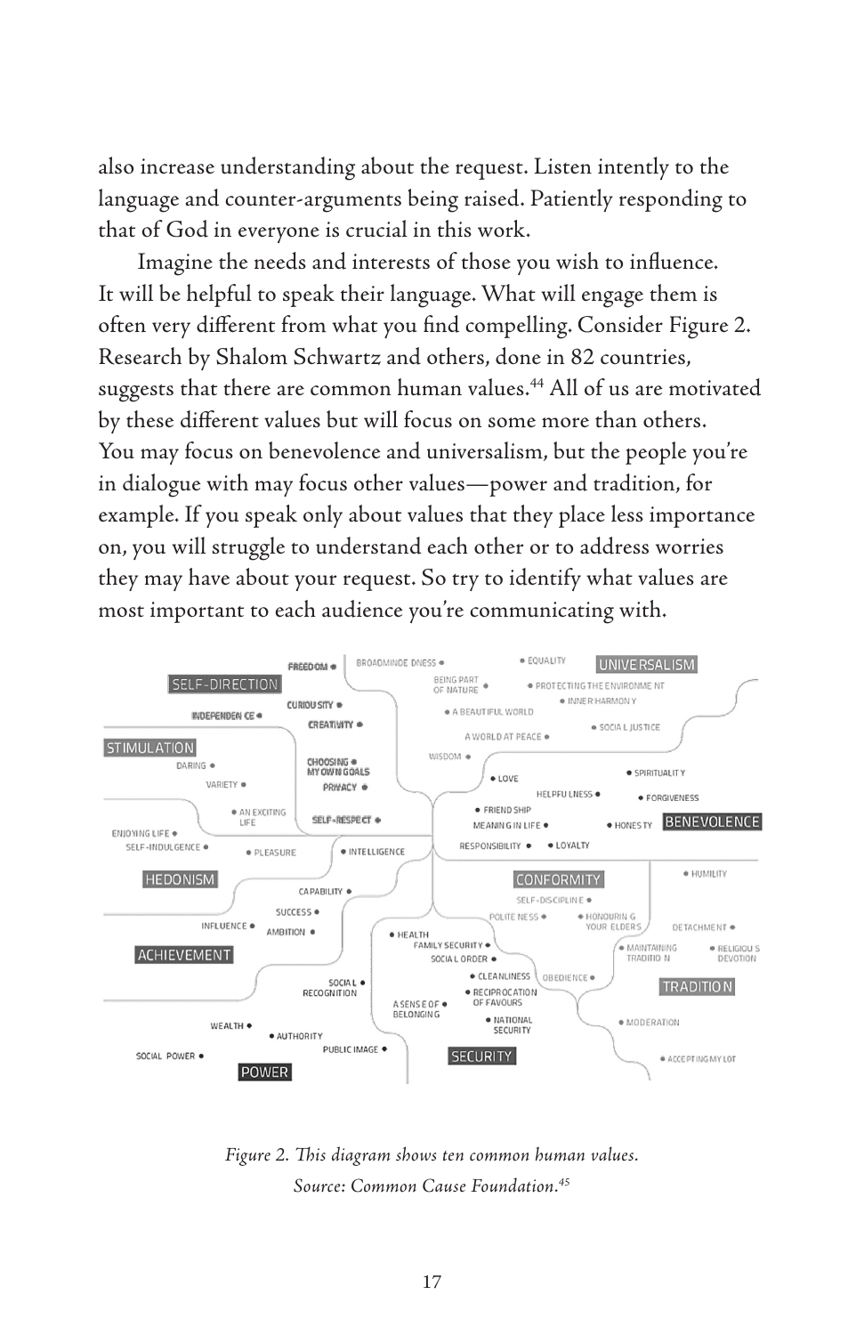also increase understanding about the request. Listen intently to the language and counter-arguments being raised. Patiently responding to that of God in everyone is crucial in this work.

Imagine the needs and interests of those you wish to influence. It will be helpful to speak their language. What will engage them is often very different from what you find compelling. Consider Figure 2. Research by Shalom Schwartz and others, done in 82 countries, suggests that there are common human values.[44] All of us are motivated by these different values but will focus on some more than others. You may focus on benevolence and universalism, but the people you're in dialogue with may focus other values—power and tradition, for example. If you speak only about values that they place less importance on, you will struggle to understand each other or to address worries they may have about your request. So try to identify what values are most important to each audience you're communicating with.

*Figure 2. This diagram shows ten common human values. Source: Common Cause Foundation.[45]*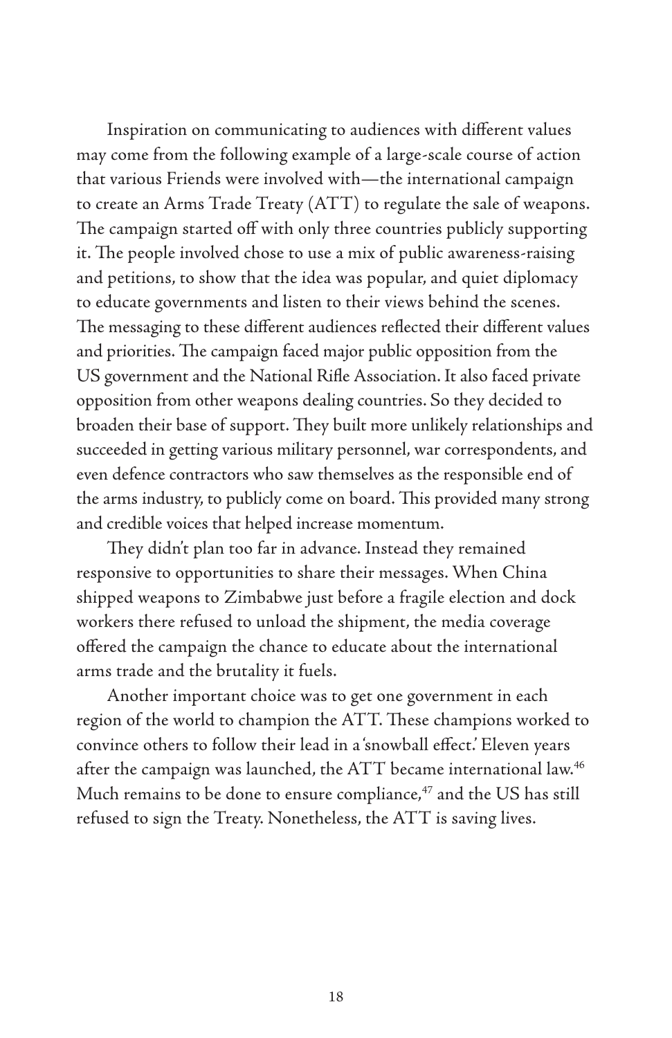Inspiration on communicating to audiences with different values may come from the following example of a large-scale course of action that various Friends were involved with—the international campaign to create an Arms Trade Treaty (ATT) to regulate the sale of weapons. The campaign started off with only three countries publicly supporting it. The people involved chose to use a mix of public awareness-raising and petitions, to show that the idea was popular, and quiet diplomacy to educate governments and listen to their views behind the scenes. The messaging to these different audiences reflected their different values and priorities. The campaign faced major public opposition from the US government and the National Rifle Association. It also faced private opposition from other weapons dealing countries. So they decided to broaden their base of support. They built more unlikely relationships and succeeded in getting various military personnel, war correspondents, and even defence contractors who saw themselves as the responsible end of the arms industry, to publicly come on board. This provided many strong and credible voices that helped increase momentum.

They didn't plan too far in advance. Instead they remained responsive to opportunities to share their messages. When China shipped weapons to Zimbabwe just before a fragile election and dock workers there refused to unload the shipment, the media coverage offered the campaign the chance to educate about the international arms trade and the brutality it fuels.

Another important choice was to get one government in each region of the world to champion the ATT. These champions worked to convince others to follow their lead in a 'snowball effect.' Eleven years after the campaign was launched, the ATT became international law.[46] Much remains to be done to ensure compliance,[47] and the US has still refused to sign the Treaty. Nonetheless, the ATT is saving lives.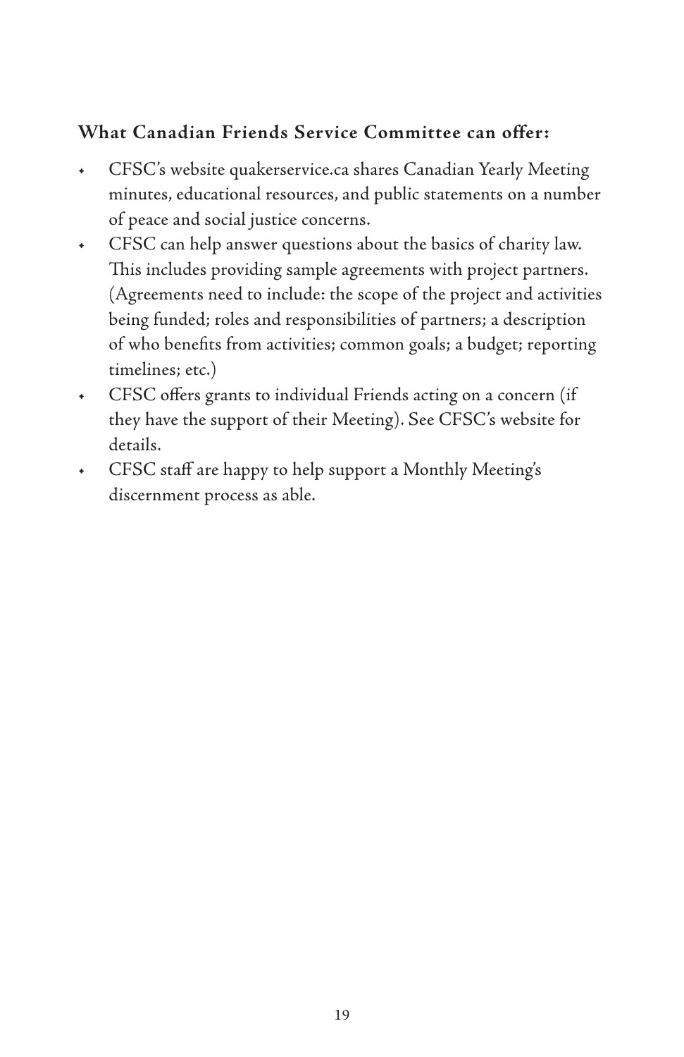**What Canadian Friends Service Committee can offer:**

- CFSC's website quakerservice.ca shares Canadian Yearly Meeting minutes, educational resources, and public statements on a number of peace and social justice concerns.
- CFSC can help answer questions about the basics of charity law. This includes providing sample agreements with project partners. (Agreements need to include: the scope of the project and activities being funded; roles and responsibilities of partners; a description of who benefits from activities; common goals; a budget; reporting timelines; etc.)
- CFSC offers grants to individual Friends acting on a concern (if they have the support of their Meeting). See CFSC's website for details.
- CFSC staff are happy to help support a Monthly Meeting's discernment process as able.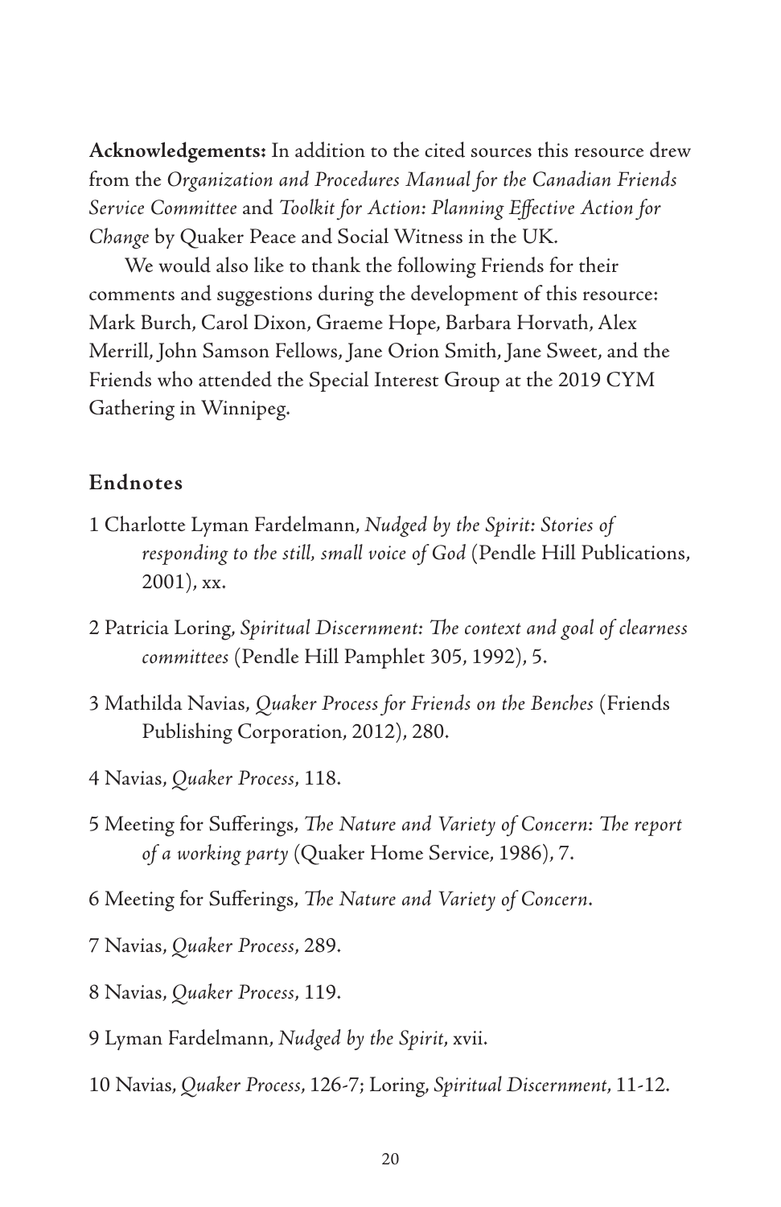**Acknowledgements:** In addition to the cited sources this resource drew from the *Organization and Procedures Manual for the Canadian Friends Service Committee* and *Toolkit for Action: Planning Effective Action for Change* by Quaker Peace and Social Witness in the UK.

We would also like to thank the following Friends for their comments and suggestions during the development of this resource: Mark Burch, Carol Dixon, Graeme Hope, Barbara Horvath, Alex Merrill, John Samson Fellows, Jane Orion Smith, Jane Sweet, and the Friends who attended the Special Interest Group at the 2019 CYM Gathering in Winnipeg.

## Endnotes

1 Charlotte Lyman Fardelmann, *Nudged by the Spirit: Stories of responding to the still, small voice of God* (Pendle Hill Publications, 2001), xx.

2 Patricia Loring, *Spiritual Discernment: The context and goal of clearness committees* (Pendle Hill Pamphlet 305, 1992), 5.

3 Mathilda Navias, *Quaker Process for Friends on the Benches* (Friends Publishing Corporation, 2012), 280.

4 Navias, *Quaker Process*, 118.

5 Meeting for Sufferings, *The Nature and Variety of Concern: The report of a working party* (Quaker Home Service, 1986), 7.

6 Meeting for Sufferings, *The Nature and Variety of Concern*.

7 Navias, *Quaker Process*, 289.

8 Navias, *Quaker Process*, 119.

9 Lyman Fardelmann, *Nudged by the Spirit*, xvii.

10 Navias, *Quaker Process*, 126-7; Loring, *Spiritual Discernment*, 11-12.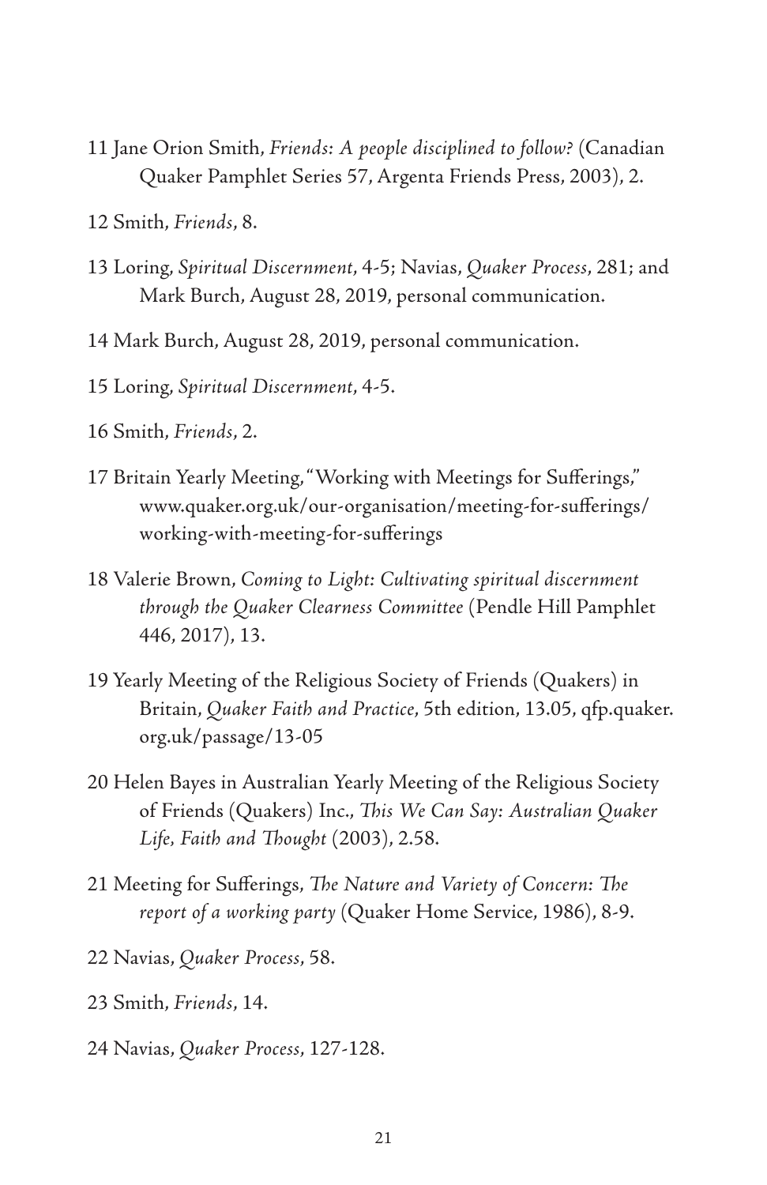11 Jane Orion Smith, *Friends: A people disciplined to follow?* (Canadian Quaker Pamphlet Series 57, Argenta Friends Press, 2003), 2.

12 Smith, *Friends*, 8.

13 Loring, *Spiritual Discernment*, 4-5; Navias, *Quaker Process*, 281; and Mark Burch, August 28, 2019, personal communication.

14 Mark Burch, August 28, 2019, personal communication.

15 Loring, *Spiritual Discernment*, 4-5.

16 Smith, *Friends*, 2.

17 Britain Yearly Meeting, "Working with Meetings for Sufferings," www.quaker.org.uk/our-organisation/meeting-for-sufferings/working-with-meeting-for-sufferings

18 Valerie Brown, *Coming to Light: Cultivating spiritual discernment through the Quaker Clearness Committee* (Pendle Hill Pamphlet 446, 2017), 13.

19 Yearly Meeting of the Religious Society of Friends (Quakers) in Britain, *Quaker Faith and Practice*, 5th edition, 13.05, qfp.quaker.org.uk/passage/13-05

20 Helen Bayes in Australian Yearly Meeting of the Religious Society of Friends (Quakers) Inc., *This We Can Say: Australian Quaker Life, Faith and Thought* (2003), 2.58.

21 Meeting for Sufferings, *The Nature and Variety of Concern: The report of a working party* (Quaker Home Service, 1986), 8-9.

22 Navias, *Quaker Process*, 58.

23 Smith, *Friends*, 14.

24 Navias, *Quaker Process*, 127-128.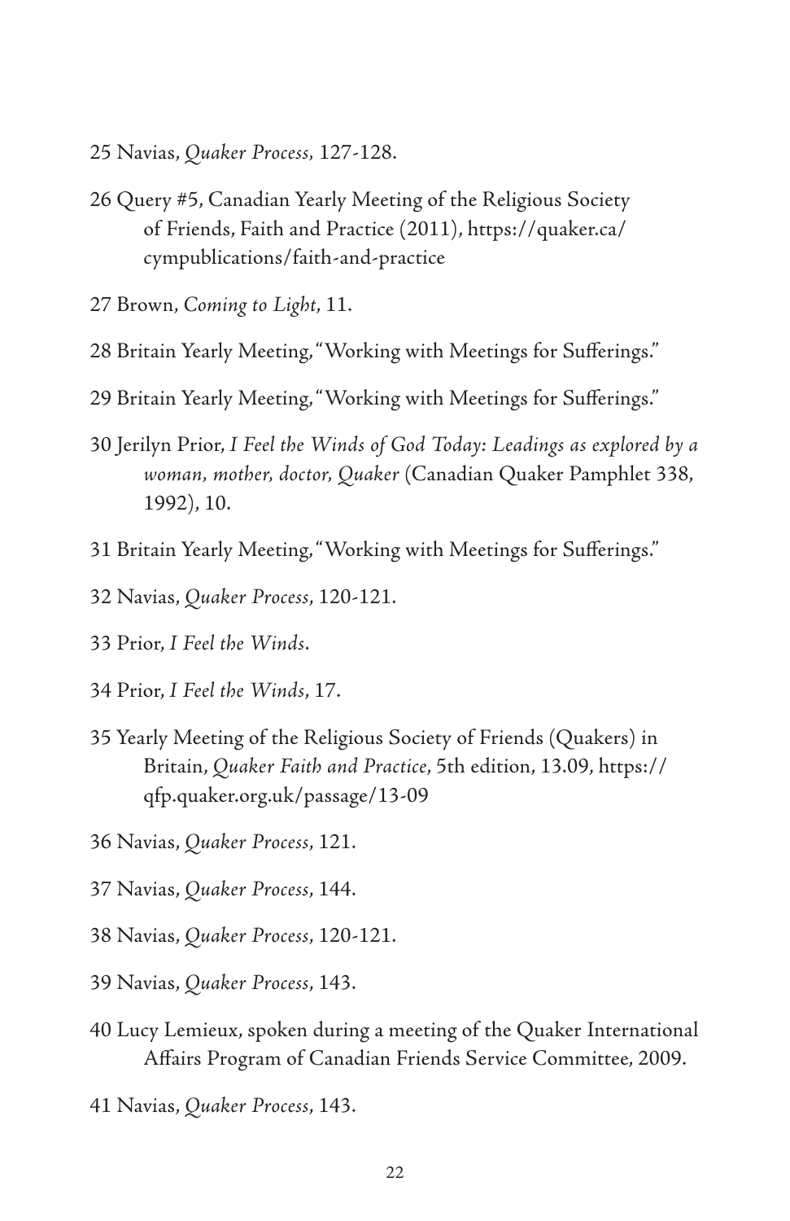25 Navias, *Quaker Process,* 127-128.

26 Query #5, Canadian Yearly Meeting of the Religious Society of Friends, Faith and Practice (2011), https://quaker.ca/cympublications/faith-and-practice

27 Brown, *Coming to Light*, 11.

28 Britain Yearly Meeting, "Working with Meetings for Sufferings."

29 Britain Yearly Meeting, "Working with Meetings for Sufferings."

30 Jerilyn Prior, *I Feel the Winds of God Today: Leadings as explored by a woman, mother, doctor, Quaker* (Canadian Quaker Pamphlet 338, 1992), 10.

31 Britain Yearly Meeting, "Working with Meetings for Sufferings."

32 Navias, *Quaker Process*, 120-121.

33 Prior, *I Feel the Winds*.

34 Prior, *I Feel the Winds*, 17.

35 Yearly Meeting of the Religious Society of Friends (Quakers) in Britain, *Quaker Faith and Practice*, 5th edition, 13.09, https://qfp.quaker.org.uk/passage/13-09

36 Navias, *Quaker Process*, 121.

37 Navias, *Quaker Process*, 144.

38 Navias, *Quaker Process*, 120-121.

39 Navias, *Quaker Process*, 143.

40 Lucy Lemieux, spoken during a meeting of the Quaker International Affairs Program of Canadian Friends Service Committee, 2009.

41 Navias, *Quaker Process*, 143.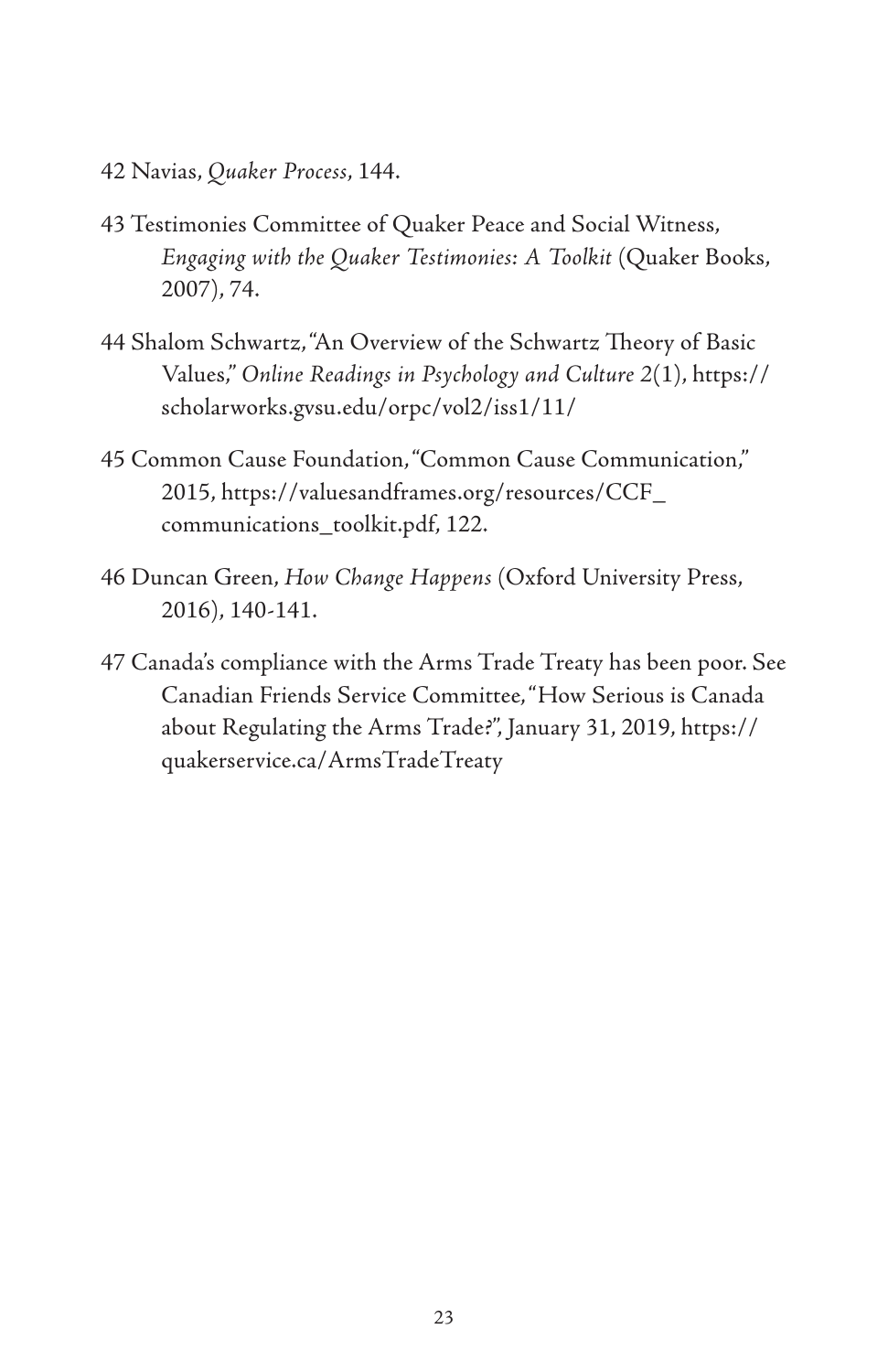42 Navias, *Quaker Process*, 144.

43 Testimonies Committee of Quaker Peace and Social Witness, *Engaging with the Quaker Testimonies: A Toolkit* (Quaker Books, 2007), 74.

44 Shalom Schwartz, "An Overview of the Schwartz Theory of Basic Values," *Online Readings in Psychology and Culture* 2(1), https://scholarworks.gvsu.edu/orpc/vol2/iss1/11/

45 Common Cause Foundation, "Common Cause Communication," 2015, https://valuesandframes.org/resources/CCF_communications_toolkit.pdf, 122.

46 Duncan Green, *How Change Happens* (Oxford University Press, 2016), 140-141.

47 Canada's compliance with the Arms Trade Treaty has been poor. See Canadian Friends Service Committee, "How Serious is Canada about Regulating the Arms Trade?", January 31, 2019, https://quakerservice.ca/ArmsTradeTreaty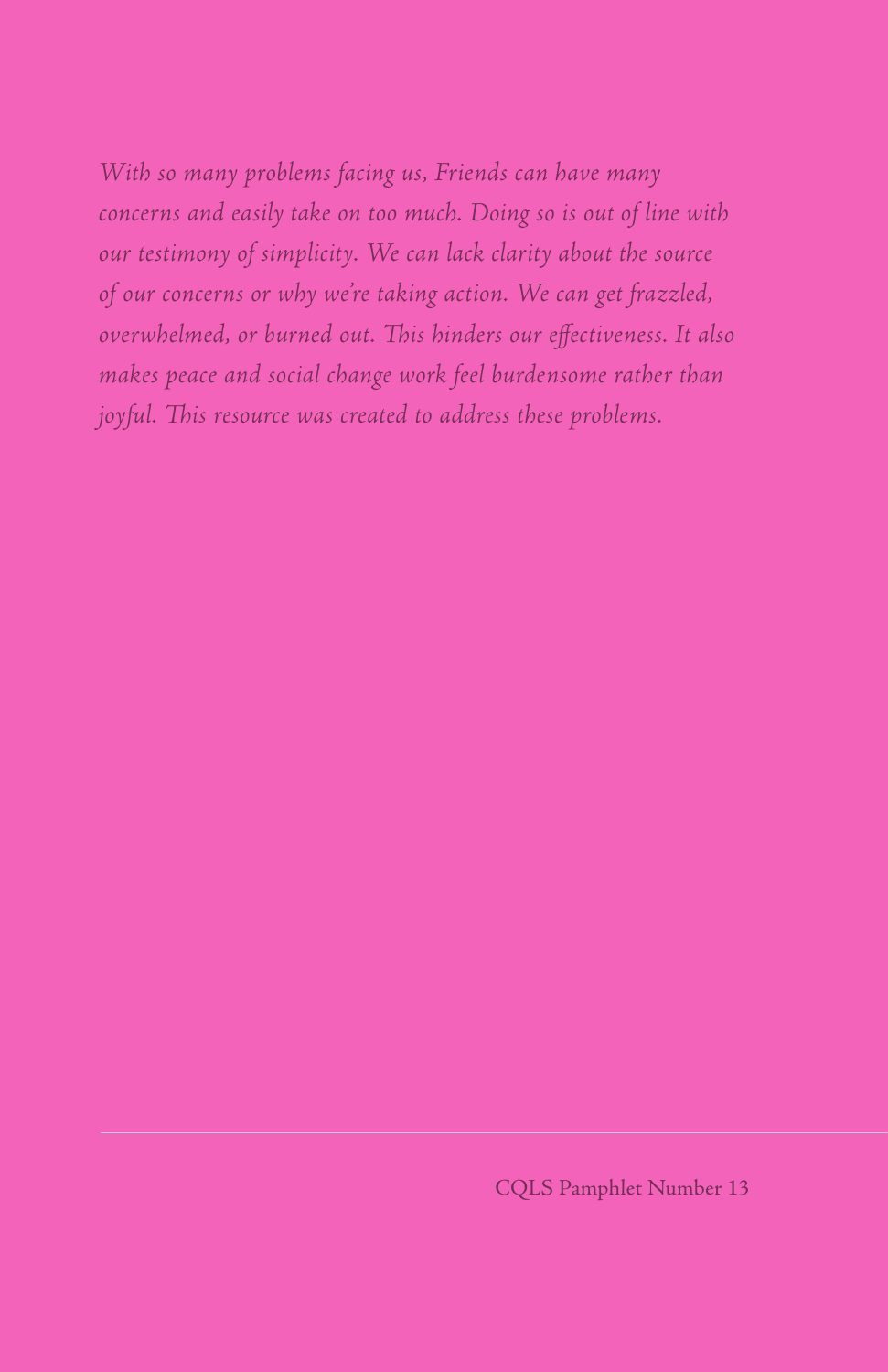*With so many problems facing us, Friends can have many concerns and easily take on too much. Doing so is out of line with our testimony of simplicity. We can lack clarity about the source of our concerns or why we're taking action. We can get frazzled, overwhelmed, or burned out. This hinders our effectiveness. It also makes peace and social change work feel burdensome rather than joyful. This resource was created to address these problems.*

CQLS Pamphlet Number 13